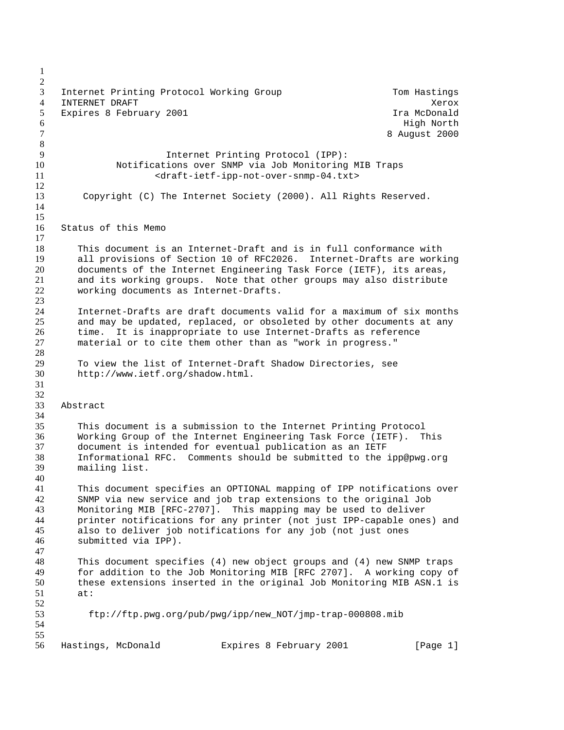Internet Printing Protocol Working Group — Tom Hastings
INTERNET DRAFT — Xerox
Expires 8 February 2001 — Ira McDonald, High North
8 August 2000

# Internet Printing Protocol (IPP): Notifications over SNMP via Job Monitoring MIB Traps

<draft-ietf-ipp-not-over-snmp-04.txt>

Copyright (C) The Internet Society (2000). All Rights Reserved.

## Status of this Memo

This document is an Internet-Draft and is in full conformance with all provisions of Section 10 of RFC2026. Internet-Drafts are working documents of the Internet Engineering Task Force (IETF), its areas, and its working groups. Note that other groups may also distribute working documents as Internet-Drafts.

Internet-Drafts are draft documents valid for a maximum of six months and may be updated, replaced, or obsoleted by other documents at any time. It is inappropriate to use Internet-Drafts as reference material or to cite them other than as "work in progress."

To view the list of Internet-Draft Shadow Directories, see http://www.ietf.org/shadow.html.

## Abstract

This document is a submission to the Internet Printing Protocol Working Group of the Internet Engineering Task Force (IETF). This document is intended for eventual publication as an IETF Informational RFC. Comments should be submitted to the ipp@pwg.org mailing list.

This document specifies an OPTIONAL mapping of IPP notifications over SNMP via new service and job trap extensions to the original Job Monitoring MIB [RFC-2707]. This mapping may be used to deliver printer notifications for any printer (not just IPP-capable ones) and also to deliver job notifications for any job (not just ones submitted via IPP).

This document specifies (4) new object groups and (4) new SNMP traps for addition to the Job Monitoring MIB [RFC 2707]. A working copy of these extensions inserted in the original Job Monitoring MIB ASN.1 is at:

ftp://ftp.pwg.org/pub/pwg/ipp/new_NOT/jmp-trap-000808.mib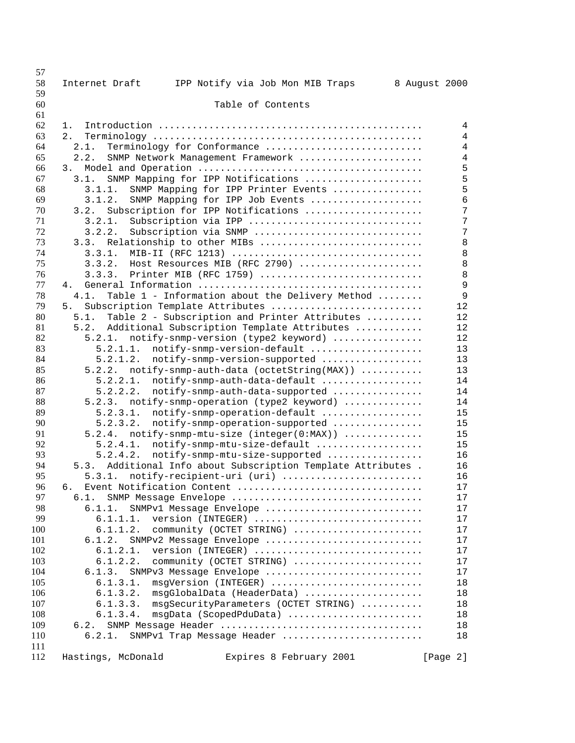Table of Contents

```
1.  Introduction ..............................................      4
2.  Terminology ...............................................      4
  2.1.  Terminology for Conformance ...........................      4
  2.2.  SNMP Network Management Framework .....................      4
3.  Model and Operation .......................................      5
  3.1.  SNMP Mapping for IPP Notifications ....................      5
    3.1.1.  SNMP Mapping for IPP Printer Events ...............      5
    3.1.2.  SNMP Mapping for IPP Job Events ...................      6
  3.2.  Subscription for IPP Notifications ....................      7
    3.2.1.  Subscription via IPP ..............................      7
    3.2.2.  Subscription via SNMP .............................      7
  3.3.  Relationship to other MIBs ............................      8
    3.3.1.  MIB-II (RFC 1213) .................................      8
    3.3.2.  Host Resources MIB (RFC 2790) .....................      8
    3.3.3.  Printer MIB (RFC 1759) ............................      8
4.  General Information .......................................      9
  4.1.  Table 1 - Information about the Delivery Method ........     9
5.  Subscription Template Attributes ..........................     12
  5.1.  Table 2 - Subscription and Printer Attributes ..........    12
  5.2.  Additional Subscription Template Attributes ...........     12
    5.2.1.  notify-snmp-version (type2 keyword) ...............     12
      5.2.1.1.  notify-snmp-version-default ...................     13
      5.2.1.2.  notify-snmp-version-supported .................     13
    5.2.2.  notify-snmp-auth-data (octetString(MAX)) ..........     13
      5.2.2.1.  notify-snmp-auth-data-default .................     14
      5.2.2.2.  notify-snmp-auth-data-supported ...............     14
    5.2.3.  notify-snmp-operation (type2 keyword) .............     14
      5.2.3.1.  notify-snmp-operation-default .................     15
      5.2.3.2.  notify-snmp-operation-supported ...............     15
    5.2.4.  notify-snmp-mtu-size (integer(0:MAX)) .............     15
      5.2.4.1.  notify-snmp-mtu-size-default ..................     15
      5.2.4.2.  notify-snmp-mtu-size-supported ................     16
  5.3.  Additional Info about Subscription Template Attributes .    16
    5.3.1.  notify-recipient-uri (uri) ........................     16
6.  Event Notification Content ................................     17
  6.1.  SNMP Message Envelope .................................     17
    6.1.1.  SNMPv1 Message Envelope ...........................     17
      6.1.1.1.  version (INTEGER) .............................     17
      6.1.1.2.  community (OCTET STRING) ......................     17
    6.1.2.  SNMPv2 Message Envelope ...........................     17
      6.1.2.1.  version (INTEGER) .............................     17
      6.1.2.2.  community (OCTET STRING) ......................     17
    6.1.3.  SNMPv3 Message Envelope ...........................     17
      6.1.3.1.  msgVersion (INTEGER) ..........................     18
      6.1.3.2.  msgGlobalData (HeaderData) ....................     18
      6.1.3.3.  msgSecurityParameters (OCTET STRING) ..........     18
      6.1.3.4.  msgData (ScopedPduData) .......................     18
  6.2.  SNMP Message Header ...................................     18
    6.2.1.  SNMPv1 Trap Message Header ........................     18
```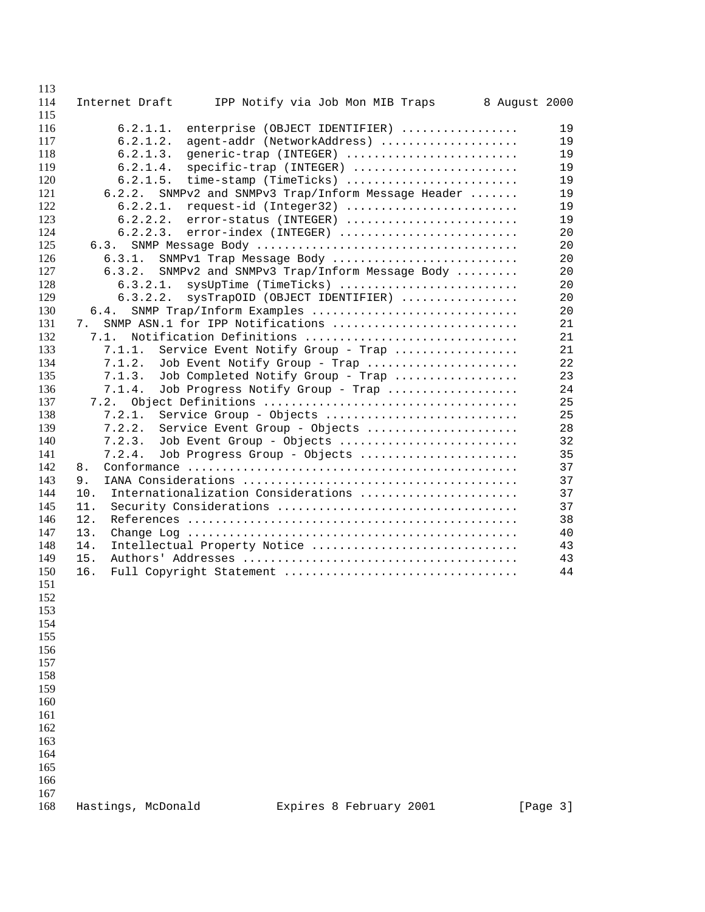```
      6.2.1.1.  enterprise (OBJECT IDENTIFIER) ................      19
      6.2.1.2.  agent-addr (NetworkAddress) ...................      19
      6.2.1.3.  generic-trap (INTEGER) ........................      19
      6.2.1.4.  specific-trap (INTEGER) .......................      19
      6.2.1.5.  time-stamp (TimeTicks) ........................      19
    6.2.2.  SNMPv2 and SNMPv3 Trap/Inform Message Header .......      19
      6.2.2.1.  request-id (Integer32) ........................      19
      6.2.2.2.  error-status (INTEGER) ........................      19
      6.2.2.3.  error-index (INTEGER) .........................      20
  6.3.  SNMP Message Body .....................................      20
    6.3.1.  SNMPv1 Trap Message Body ..........................      20
    6.3.2.  SNMPv2 and SNMPv3 Trap/Inform Message Body .........      20
      6.3.2.1.  sysUpTime (TimeTicks) .........................      20
      6.3.2.2.  sysTrapOID (OBJECT IDENTIFIER) ................      20
  6.4.  SNMP Trap/Inform Examples .............................      20
7.  SNMP ASN.1 for IPP Notifications ..........................      21
  7.1.  Notification Definitions ..............................      21
    7.1.1.  Service Event Notify Group - Trap .................      21
    7.1.2.  Job Event Notify Group - Trap .....................      22
    7.1.3.  Job Completed Notify Group - Trap .................      23
    7.1.4.  Job Progress Notify Group - Trap ..................      24
  7.2.  Object Definitions ....................................      25
    7.2.1.  Service Group - Objects ...........................      25
    7.2.2.  Service Event Group - Objects .....................      28
    7.2.3.  Job Event Group - Objects .........................      32
    7.2.4.  Job Progress Group - Objects ......................      35
8.  Conformance ...............................................      37
9.  IANA Considerations .......................................      37
10.  Internationalization Considerations ......................      37
11.  Security Considerations ..................................      37
12.  References ...............................................      38
13.  Change Log ...............................................      40
14.  Intellectual Property Notice .............................      43
15.  Authors' Addresses .......................................      43
16.  Full Copyright Statement .................................      44
```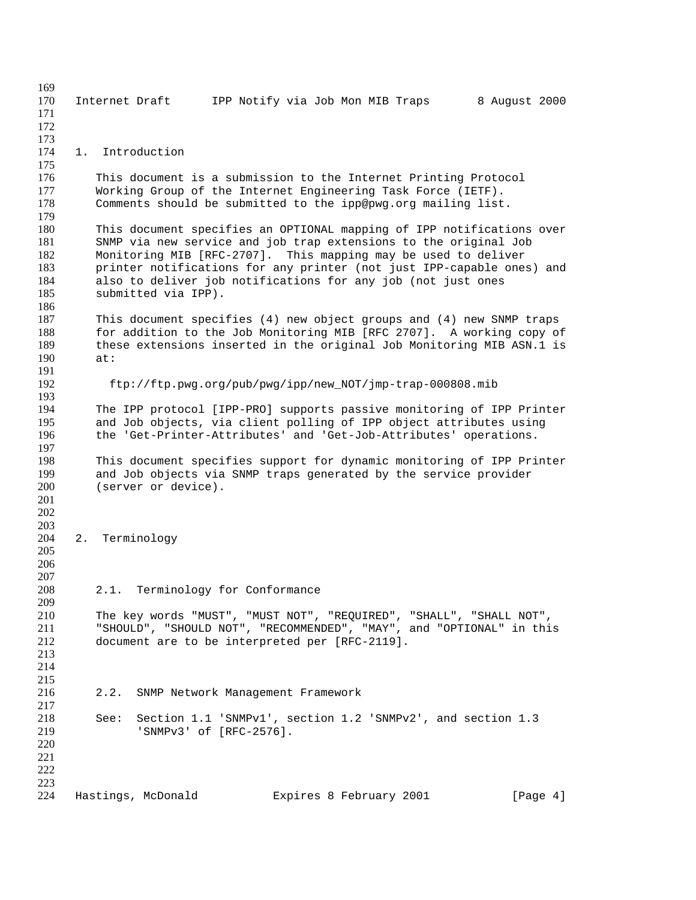# 1. Introduction

This document is a submission to the Internet Printing Protocol Working Group of the Internet Engineering Task Force (IETF). Comments should be submitted to the ipp@pwg.org mailing list.

This document specifies an OPTIONAL mapping of IPP notifications over SNMP via new service and job trap extensions to the original Job Monitoring MIB [RFC-2707]. This mapping may be used to deliver printer notifications for any printer (not just IPP-capable ones) and also to deliver job notifications for any job (not just ones submitted via IPP).

This document specifies (4) new object groups and (4) new SNMP traps for addition to the Job Monitoring MIB [RFC 2707]. A working copy of these extensions inserted in the original Job Monitoring MIB ASN.1 is at:

ftp://ftp.pwg.org/pub/pwg/ipp/new_NOT/jmp-trap-000808.mib

The IPP protocol [IPP-PRO] supports passive monitoring of IPP Printer and Job objects, via client polling of IPP object attributes using the 'Get-Printer-Attributes' and 'Get-Job-Attributes' operations.

This document specifies support for dynamic monitoring of IPP Printer and Job objects via SNMP traps generated by the service provider (server or device).

# 2. Terminology

## 2.1. Terminology for Conformance

The key words "MUST", "MUST NOT", "REQUIRED", "SHALL", "SHALL NOT", "SHOULD", "SHOULD NOT", "RECOMMENDED", "MAY", and "OPTIONAL" in this document are to be interpreted per [RFC-2119].

## 2.2. SNMP Network Management Framework

See: Section 1.1 'SNMPv1', section 1.2 'SNMPv2', and section 1.3 'SNMPv3' of [RFC-2576].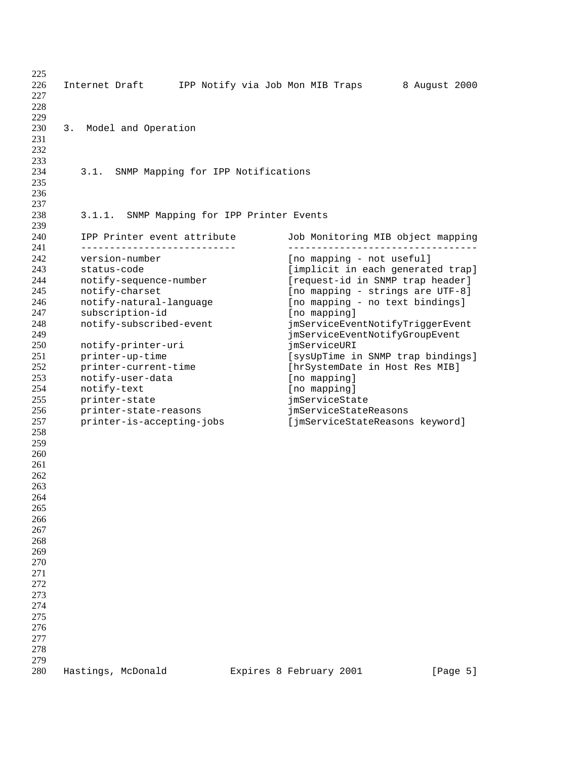# 3. Model and Operation

## 3.1. SNMP Mapping for IPP Notifications

### 3.1.1. SNMP Mapping for IPP Printer Events

| IPP Printer event attribute | Job Monitoring MIB object mapping |
|---|---|
| version-number | [no mapping - not useful] |
| status-code | [implicit in each generated trap] |
| notify-sequence-number | [request-id in SNMP trap header] |
| notify-charset | [no mapping - strings are UTF-8] |
| notify-natural-language | [no mapping - no text bindings] |
| subscription-id | [no mapping] |
| notify-subscribed-event | jmServiceEventNotifyTriggerEvent jmServiceEventNotifyGroupEvent |
| notify-printer-uri | jmServiceURI |
| printer-up-time | [sysUpTime in SNMP trap bindings] |
| printer-current-time | [hrSystemDate in Host Res MIB] |
| notify-user-data | [no mapping] |
| notify-text | [no mapping] |
| printer-state | jmServiceState |
| printer-state-reasons | jmServiceStateReasons |
| printer-is-accepting-jobs | [jmServiceStateReasons keyword] |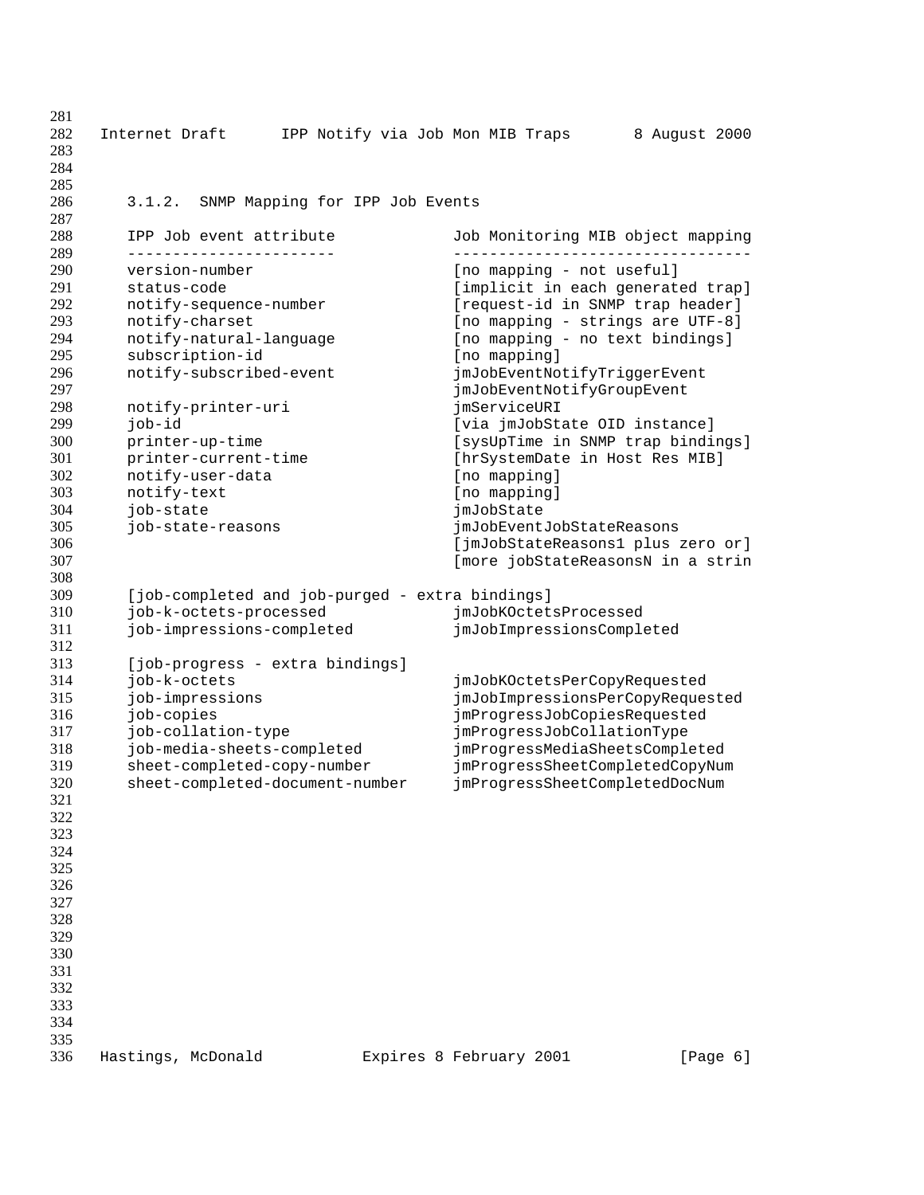### 3.1.2. SNMP Mapping for IPP Job Events

```
IPP Job event attribute             Job Monitoring MIB object mapping
-----------------------             ---------------------------------
version-number                      [no mapping - not useful]
status-code                         [implicit in each generated trap]
notify-sequence-number              [request-id in SNMP trap header]
notify-charset                      [no mapping - strings are UTF-8]
notify-natural-language             [no mapping - no text bindings]
subscription-id                     [no mapping]
notify-subscribed-event             jmJobEventNotifyTriggerEvent
                                    jmJobEventNotifyGroupEvent
notify-printer-uri                  jmServiceURI
job-id                              [via jmJobState OID instance]
printer-up-time                     [sysUpTime in SNMP trap bindings]
printer-current-time                [hrSystemDate in Host Res MIB]
notify-user-data                    [no mapping]
notify-text                         [no mapping]
job-state                           jmJobState
job-state-reasons                   jmJobEventJobStateReasons
                                    [jmJobStateReasons1 plus zero or]
                                    [more jobStateReasonsN in a strin

[job-completed and job-purged - extra bindings]
job-k-octets-processed              jmJobKOctetsProcessed
job-impressions-completed           jmJobImpressionsCompleted

[job-progress - extra bindings]
job-k-octets                        jmJobKOctetsPerCopyRequested
job-impressions                     jmJobImpressionsPerCopyRequested
job-copies                          jmProgressJobCopiesRequested
job-collation-type                  jmProgressJobCollationType
job-media-sheets-completed          jmProgressMediaSheetsCompleted
sheet-completed-copy-number         jmProgressSheetCompletedCopyNum
sheet-completed-document-number     jmProgressSheetCompletedDocNum
```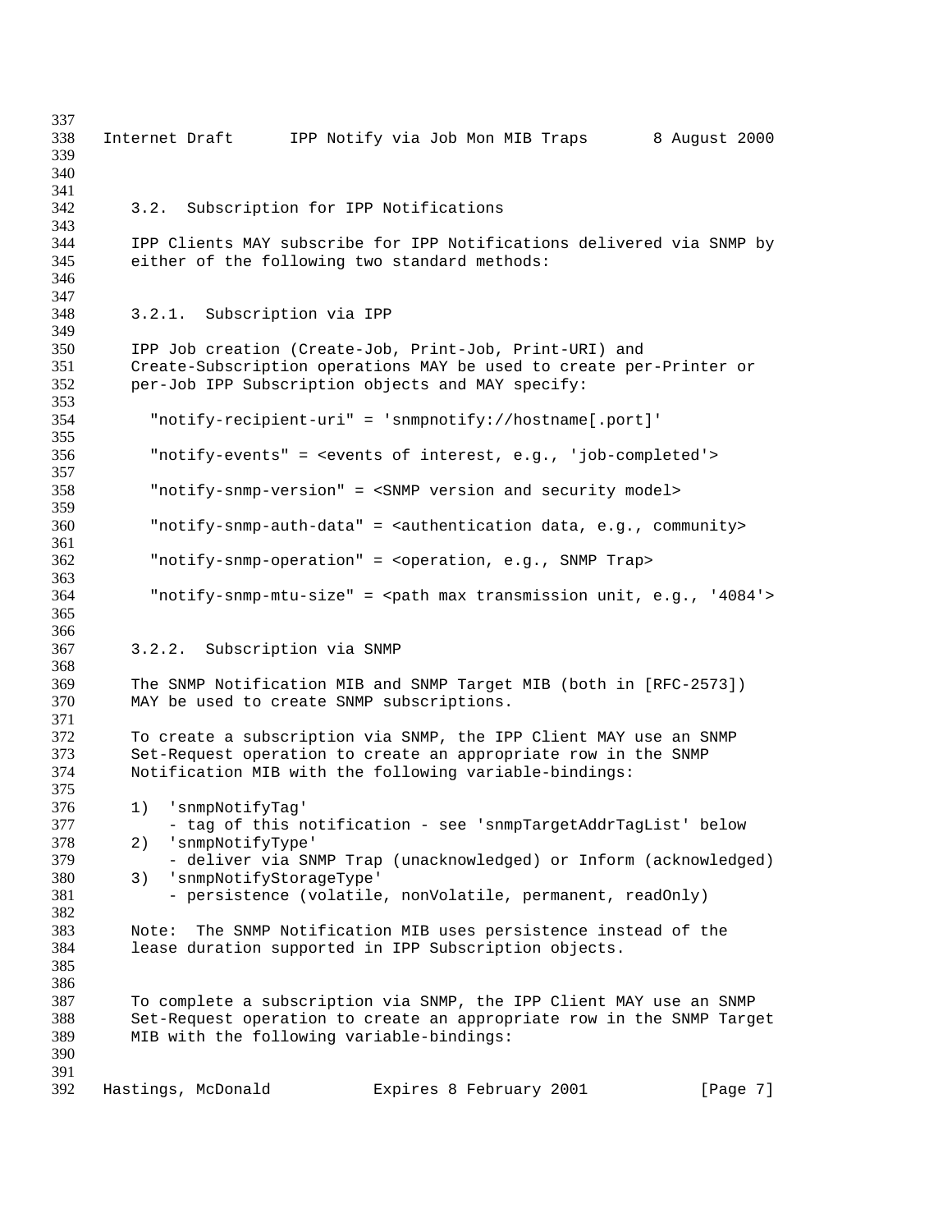### 3.2. Subscription for IPP Notifications

IPP Clients MAY subscribe for IPP Notifications delivered via SNMP by either of the following two standard methods:

#### 3.2.1. Subscription via IPP

IPP Job creation (Create-Job, Print-Job, Print-URI) and Create-Subscription operations MAY be used to create per-Printer or per-Job IPP Subscription objects and MAY specify:

```
"notify-recipient-uri" = 'snmpnotify://hostname[.port]'

"notify-events" = <events of interest, e.g., 'job-completed'>

"notify-snmp-version" = <SNMP version and security model>

"notify-snmp-auth-data" = <authentication data, e.g., community>

"notify-snmp-operation" = <operation, e.g., SNMP Trap>

"notify-snmp-mtu-size" = <path max transmission unit, e.g., '4084'>
```

#### 3.2.2. Subscription via SNMP

The SNMP Notification MIB and SNMP Target MIB (both in [RFC-2573]) MAY be used to create SNMP subscriptions.

To create a subscription via SNMP, the IPP Client MAY use an SNMP Set-Request operation to create an appropriate row in the SNMP Notification MIB with the following variable-bindings:

1) 'snmpNotifyTag'
   - tag of this notification - see 'snmpTargetAddrTagList' below
2) 'snmpNotifyType'
   - deliver via SNMP Trap (unacknowledged) or Inform (acknowledged)
3) 'snmpNotifyStorageType'
   - persistence (volatile, nonVolatile, permanent, readOnly)

Note: The SNMP Notification MIB uses persistence instead of the lease duration supported in IPP Subscription objects.

To complete a subscription via SNMP, the IPP Client MAY use an SNMP Set-Request operation to create an appropriate row in the SNMP Target MIB with the following variable-bindings: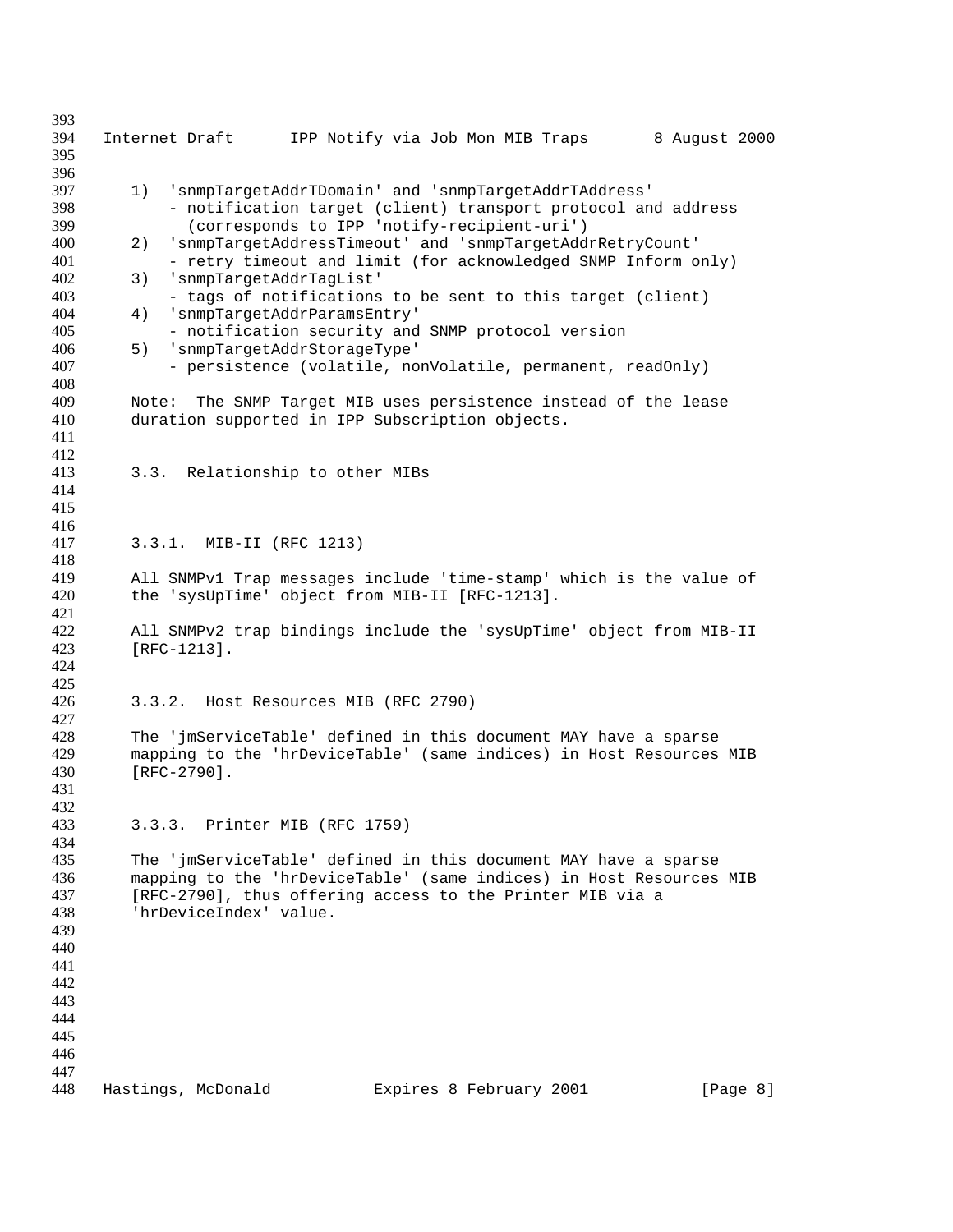1) 'snmpTargetAddrTDomain' and 'snmpTargetAddrTAddress'
   - notification target (client) transport protocol and address
     (corresponds to IPP 'notify-recipient-uri')
2) 'snmpTargetAddressTimeout' and 'snmpTargetAddrRetryCount'
   - retry timeout and limit (for acknowledged SNMP Inform only)
3) 'snmpTargetAddrTagList'
   - tags of notifications to be sent to this target (client)
4) 'snmpTargetAddrParamsEntry'
   - notification security and SNMP protocol version
5) 'snmpTargetAddrStorageType'
   - persistence (volatile, nonVolatile, permanent, readOnly)

Note: The SNMP Target MIB uses persistence instead of the lease duration supported in IPP Subscription objects.

## 3.3. Relationship to other MIBs

### 3.3.1. MIB-II (RFC 1213)

All SNMPv1 Trap messages include 'time-stamp' which is the value of the 'sysUpTime' object from MIB-II [RFC-1213].

All SNMPv2 trap bindings include the 'sysUpTime' object from MIB-II [RFC-1213].

### 3.3.2. Host Resources MIB (RFC 2790)

The 'jmServiceTable' defined in this document MAY have a sparse mapping to the 'hrDeviceTable' (same indices) in Host Resources MIB [RFC-2790].

### 3.3.3. Printer MIB (RFC 1759)

The 'jmServiceTable' defined in this document MAY have a sparse mapping to the 'hrDeviceTable' (same indices) in Host Resources MIB [RFC-2790], thus offering access to the Printer MIB via a 'hrDeviceIndex' value.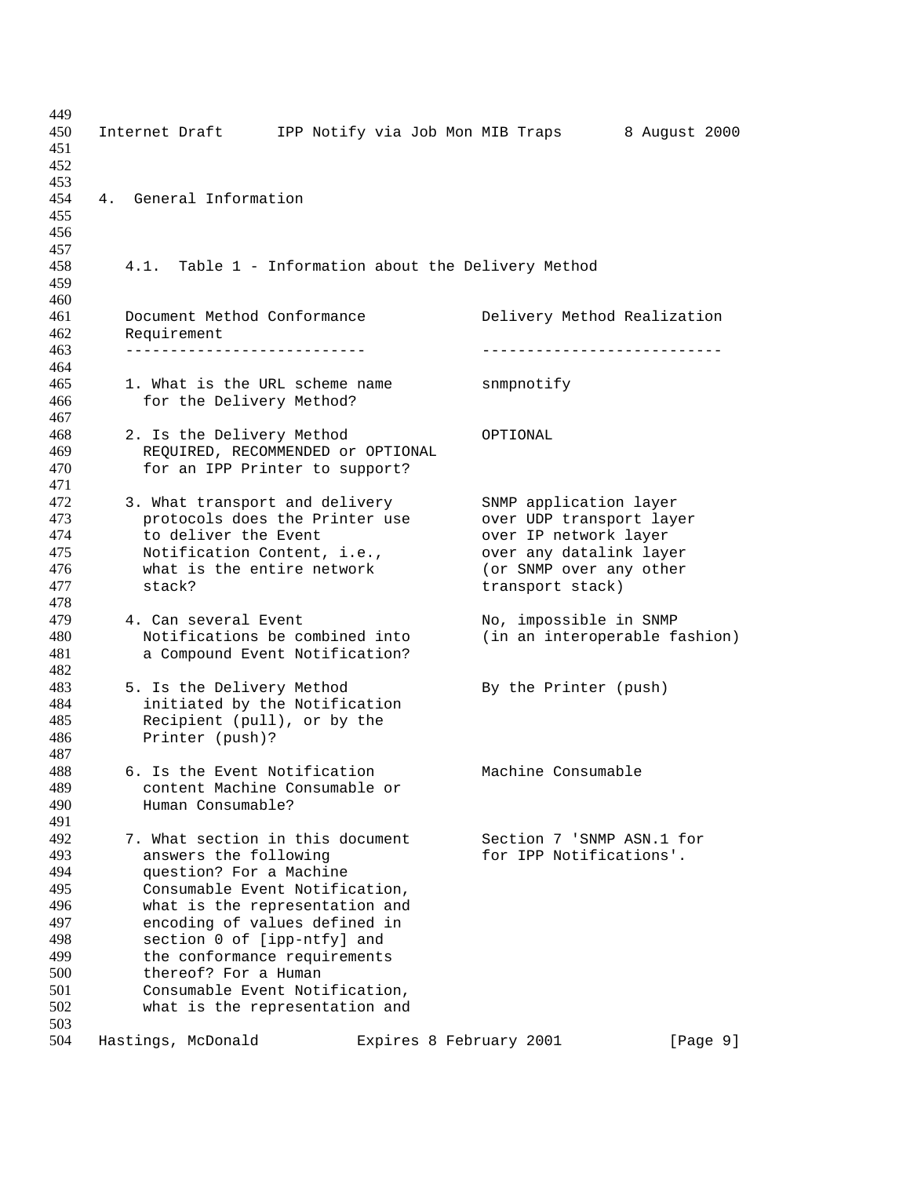## 4. General Information

### 4.1. Table 1 - Information about the Delivery Method

| Document Method Conformance Requirement | Delivery Method Realization |
| --- | --- |
| 1. What is the URL scheme name for the Delivery Method? | snmpnotify |
| 2. Is the Delivery Method REQUIRED, RECOMMENDED or OPTIONAL for an IPP Printer to support? | OPTIONAL |
| 3. What transport and delivery protocols does the Printer use to deliver the Event Notification Content, i.e., what is the entire network stack? | SNMP application layer over UDP transport layer over IP network layer over any datalink layer (or SNMP over any other transport stack) |
| 4. Can several Event Notifications be combined into a Compound Event Notification? | No, impossible in SNMP (in an interoperable fashion) |
| 5. Is the Delivery Method initiated by the Notification Recipient (pull), or by the Printer (push)? | By the Printer (push) |
| 6. Is the Event Notification content Machine Consumable or Human Consumable? | Machine Consumable |
| 7. What section in this document answers the following question? For a Machine Consumable Event Notification, what is the representation and encoding of values defined in section 0 of [ipp-ntfy] and the conformance requirements thereof? For a Human Consumable Event Notification, what is the representation and | Section 7 'SNMP ASN.1 for for IPP Notifications'. |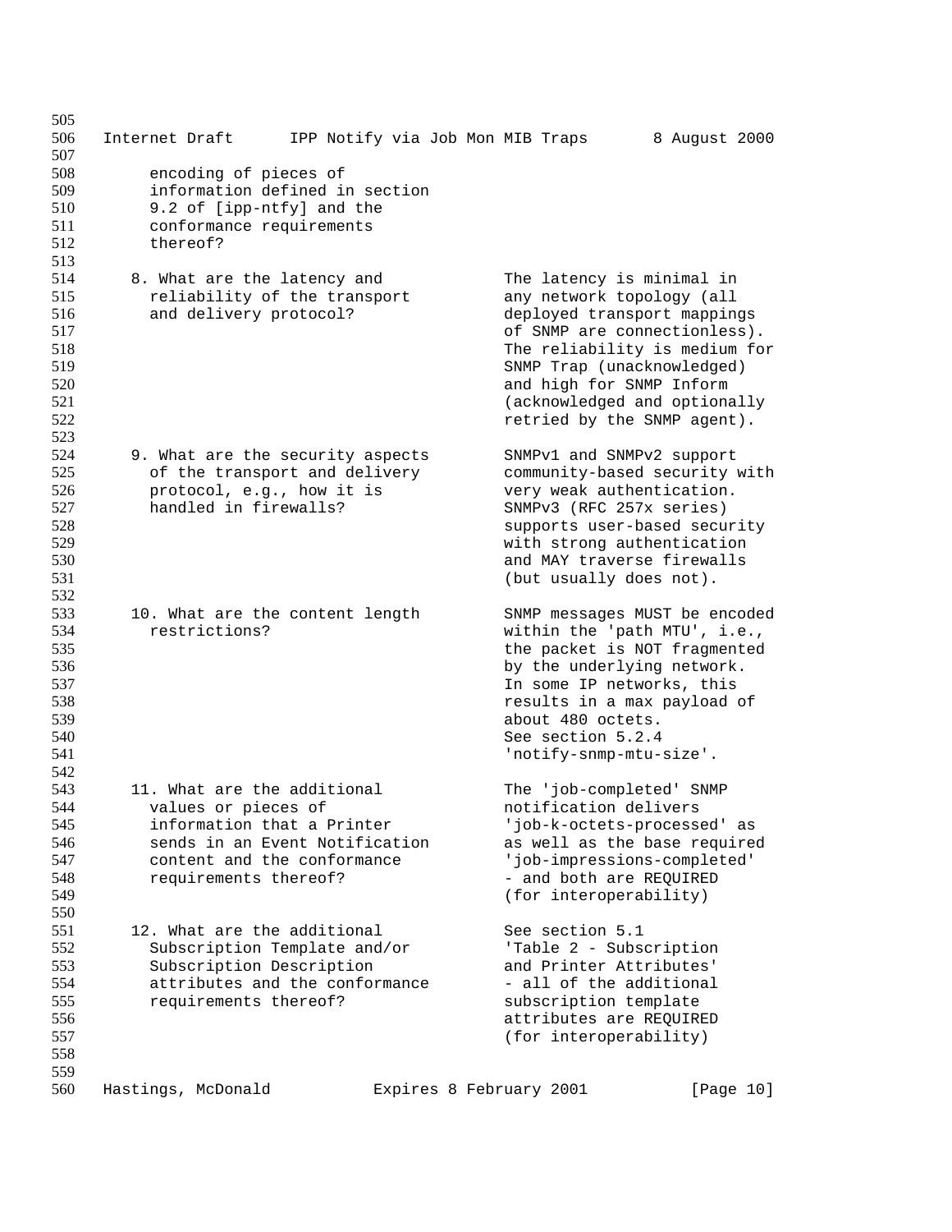| | |
|---|---|
| encoding of pieces of information defined in section 9.2 of [ipp-ntfy] and the conformance requirements thereof? | |
| 8. What are the latency and reliability of the transport and delivery protocol? | The latency is minimal in any network topology (all deployed transport mappings of SNMP are connectionless). The reliability is medium for SNMP Trap (unacknowledged) and high for SNMP Inform (acknowledged and optionally retried by the SNMP agent). |
| 9. What are the security aspects of the transport and delivery protocol, e.g., how it is handled in firewalls? | SNMPv1 and SNMPv2 support community-based security with very weak authentication. SNMPv3 (RFC 257x series) supports user-based security with strong authentication and MAY traverse firewalls (but usually does not). |
| 10. What are the content length restrictions? | SNMP messages MUST be encoded within the 'path MTU', i.e., the packet is NOT fragmented by the underlying network. In some IP networks, this results in a max payload of about 480 octets. See section 5.2.4 'notify-snmp-mtu-size'. |
| 11. What are the additional values or pieces of information that a Printer sends in an Event Notification content and the conformance requirements thereof? | The 'job-completed' SNMP notification delivers 'job-k-octets-processed' as as well as the base required 'job-impressions-completed' - and both are REQUIRED (for interoperability) |
| 12. What are the additional Subscription Template and/or Subscription Description attributes and the conformance requirements thereof? | See section 5.1 'Table 2 - Subscription and Printer Attributes' - all of the additional subscription template attributes are REQUIRED (for interoperability) |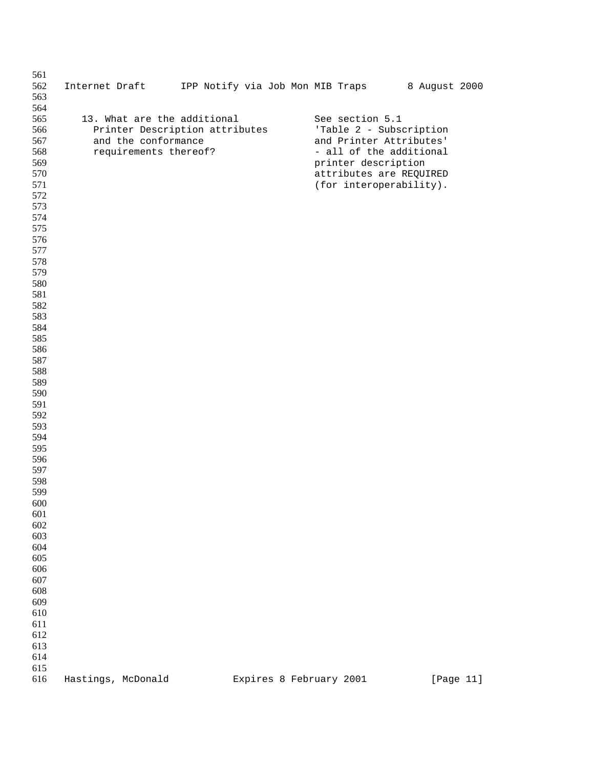13. What are the additional Printer Description attributes and the conformance requirements thereof?

See section 5.1 'Table 2 - Subscription and Printer Attributes' - all of the additional printer description attributes are REQUIRED (for interoperability).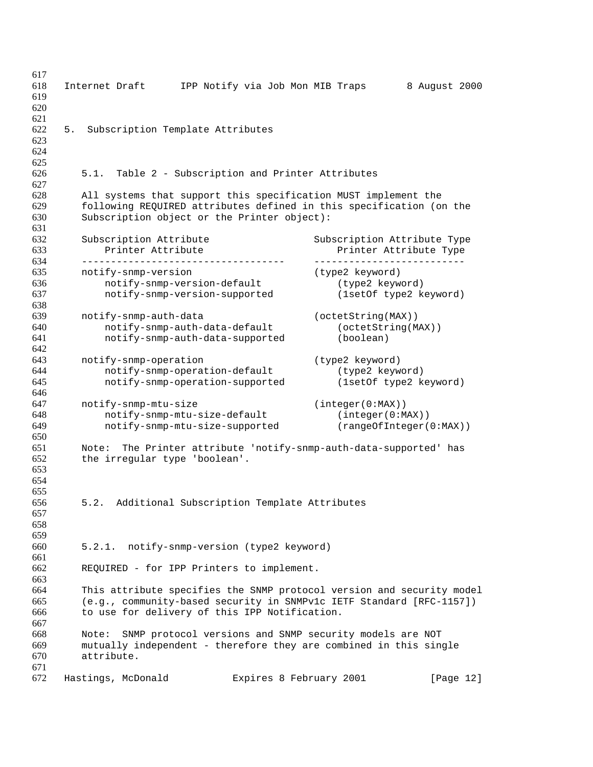## 5. Subscription Template Attributes

### 5.1. Table 2 - Subscription and Printer Attributes

All systems that support this specification MUST implement the following REQUIRED attributes defined in this specification (on the Subscription object or the Printer object):

| Subscription Attribute / Printer Attribute | Subscription Attribute Type / Printer Attribute Type |
|---|---|
| notify-snmp-version | (type2 keyword) |
| &nbsp;&nbsp;&nbsp;&nbsp;notify-snmp-version-default | &nbsp;&nbsp;&nbsp;&nbsp;(type2 keyword) |
| &nbsp;&nbsp;&nbsp;&nbsp;notify-snmp-version-supported | &nbsp;&nbsp;&nbsp;&nbsp;(1setOf type2 keyword) |
| notify-snmp-auth-data | (octetString(MAX)) |
| &nbsp;&nbsp;&nbsp;&nbsp;notify-snmp-auth-data-default | &nbsp;&nbsp;&nbsp;&nbsp;(octetString(MAX)) |
| &nbsp;&nbsp;&nbsp;&nbsp;notify-snmp-auth-data-supported | &nbsp;&nbsp;&nbsp;&nbsp;(boolean) |
| notify-snmp-operation | (type2 keyword) |
| &nbsp;&nbsp;&nbsp;&nbsp;notify-snmp-operation-default | &nbsp;&nbsp;&nbsp;&nbsp;(type2 keyword) |
| &nbsp;&nbsp;&nbsp;&nbsp;notify-snmp-operation-supported | &nbsp;&nbsp;&nbsp;&nbsp;(1setOf type2 keyword) |
| notify-snmp-mtu-size | (integer(0:MAX)) |
| &nbsp;&nbsp;&nbsp;&nbsp;notify-snmp-mtu-size-default | &nbsp;&nbsp;&nbsp;&nbsp;(integer(0:MAX)) |
| &nbsp;&nbsp;&nbsp;&nbsp;notify-snmp-mtu-size-supported | &nbsp;&nbsp;&nbsp;&nbsp;(rangeOfInteger(0:MAX)) |

Note: The Printer attribute 'notify-snmp-auth-data-supported' has the irregular type 'boolean'.

### 5.2. Additional Subscription Template Attributes

#### 5.2.1. notify-snmp-version (type2 keyword)

REQUIRED - for IPP Printers to implement.

This attribute specifies the SNMP protocol version and security model (e.g., community-based security in SNMPv1c IETF Standard [RFC-1157]) to use for delivery of this IPP Notification.

Note: SNMP protocol versions and SNMP security models are NOT mutually independent - therefore they are combined in this single attribute.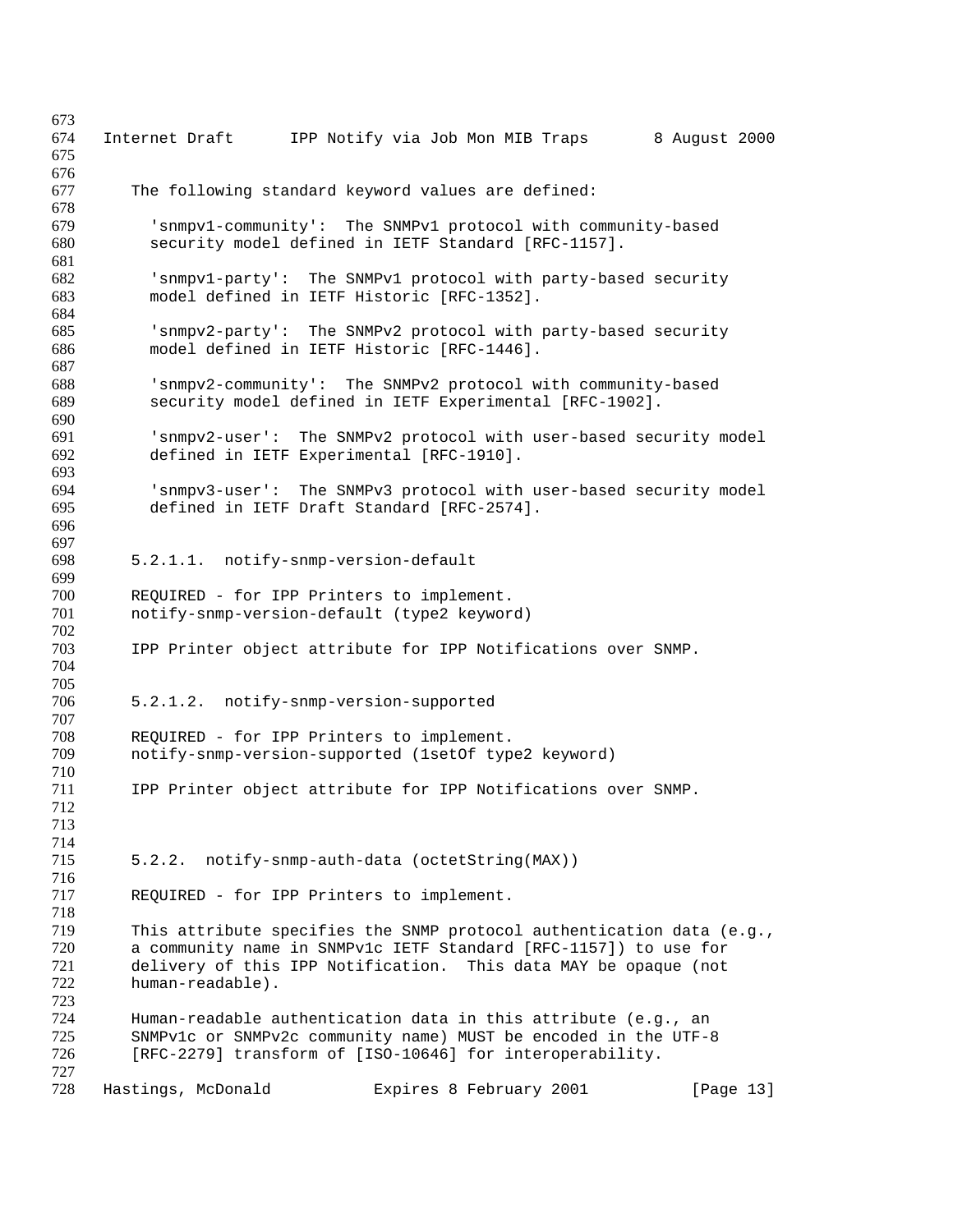The following standard keyword values are defined:

'snmpv1-community': The SNMPv1 protocol with community-based security model defined in IETF Standard [RFC-1157].

'snmpv1-party': The SNMPv1 protocol with party-based security model defined in IETF Historic [RFC-1352].

'snmpv2-party': The SNMPv2 protocol with party-based security model defined in IETF Historic [RFC-1446].

'snmpv2-community': The SNMPv2 protocol with community-based security model defined in IETF Experimental [RFC-1902].

'snmpv2-user': The SNMPv2 protocol with user-based security model defined in IETF Experimental [RFC-1910].

'snmpv3-user': The SNMPv3 protocol with user-based security model defined in IETF Draft Standard [RFC-2574].

#### 5.2.1.1. notify-snmp-version-default

REQUIRED - for IPP Printers to implement.
notify-snmp-version-default (type2 keyword)

IPP Printer object attribute for IPP Notifications over SNMP.

#### 5.2.1.2. notify-snmp-version-supported

REQUIRED - for IPP Printers to implement.
notify-snmp-version-supported (1setOf type2 keyword)

IPP Printer object attribute for IPP Notifications over SNMP.

### 5.2.2. notify-snmp-auth-data (octetString(MAX))

REQUIRED - for IPP Printers to implement.

This attribute specifies the SNMP protocol authentication data (e.g., a community name in SNMPv1c IETF Standard [RFC-1157]) to use for delivery of this IPP Notification. This data MAY be opaque (not human-readable).

Human-readable authentication data in this attribute (e.g., an SNMPv1c or SNMPv2c community name) MUST be encoded in the UTF-8 [RFC-2279] transform of [ISO-10646] for interoperability.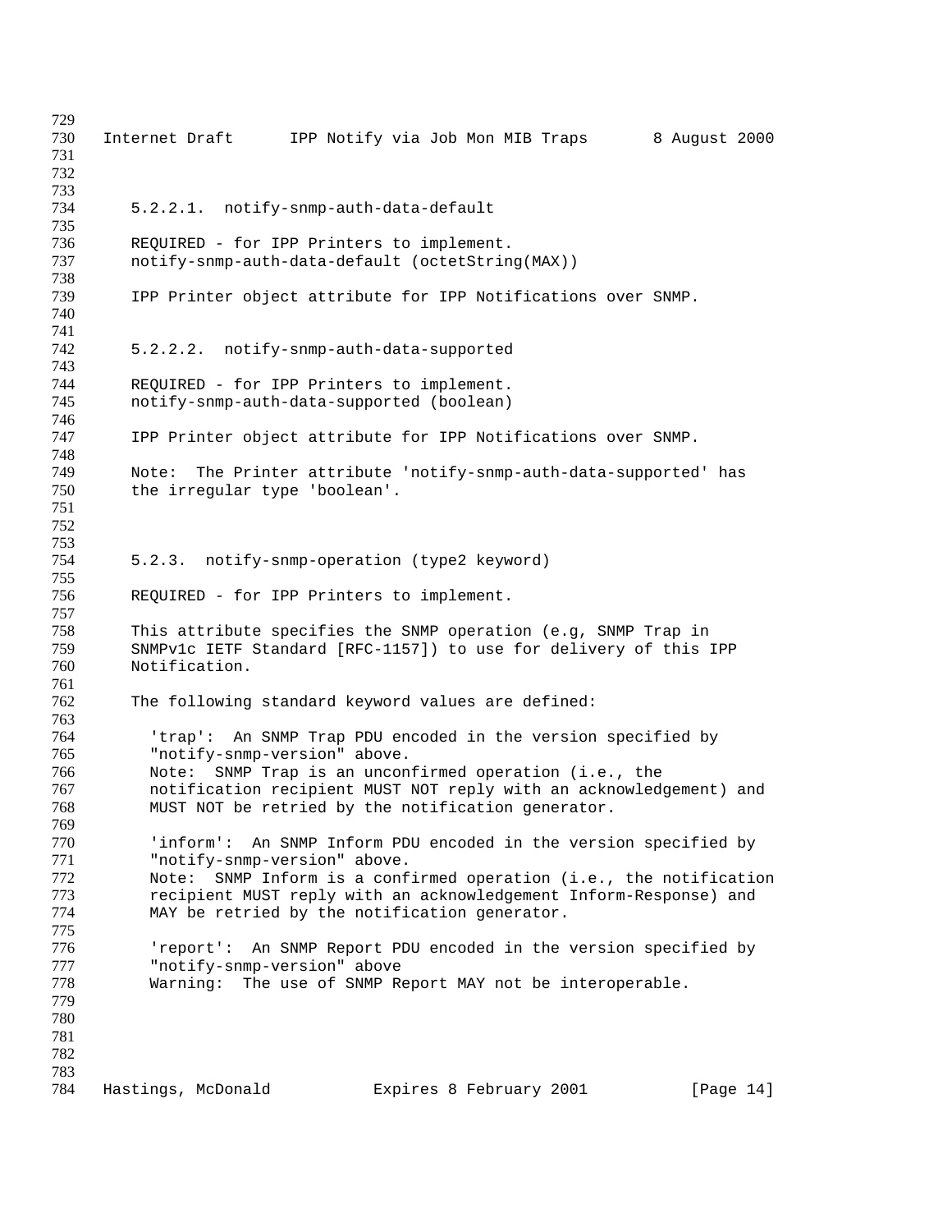#### 5.2.2.1. notify-snmp-auth-data-default

REQUIRED - for IPP Printers to implement.
notify-snmp-auth-data-default (octetString(MAX))

IPP Printer object attribute for IPP Notifications over SNMP.

#### 5.2.2.2. notify-snmp-auth-data-supported

REQUIRED - for IPP Printers to implement.
notify-snmp-auth-data-supported (boolean)

IPP Printer object attribute for IPP Notifications over SNMP.

Note: The Printer attribute 'notify-snmp-auth-data-supported' has the irregular type 'boolean'.

### 5.2.3. notify-snmp-operation (type2 keyword)

REQUIRED - for IPP Printers to implement.

This attribute specifies the SNMP operation (e.g, SNMP Trap in SNMPv1c IETF Standard [RFC-1157]) to use for delivery of this IPP Notification.

The following standard keyword values are defined:

'trap': An SNMP Trap PDU encoded in the version specified by "notify-snmp-version" above.
Note: SNMP Trap is an unconfirmed operation (i.e., the notification recipient MUST NOT reply with an acknowledgement) and MUST NOT be retried by the notification generator.

'inform': An SNMP Inform PDU encoded in the version specified by "notify-snmp-version" above.
Note: SNMP Inform is a confirmed operation (i.e., the notification recipient MUST reply with an acknowledgement Inform-Response) and MAY be retried by the notification generator.

'report': An SNMP Report PDU encoded in the version specified by "notify-snmp-version" above
Warning: The use of SNMP Report MAY not be interoperable.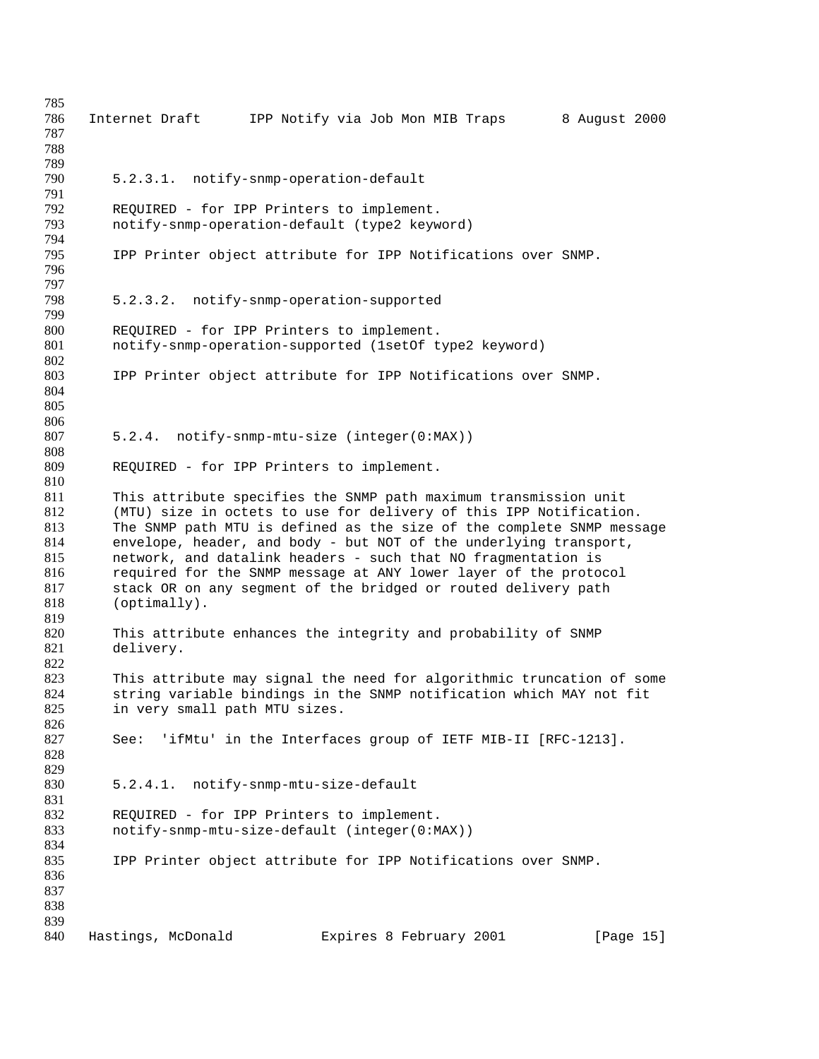#### 5.2.3.1. notify-snmp-operation-default

REQUIRED - for IPP Printers to implement.
notify-snmp-operation-default (type2 keyword)

IPP Printer object attribute for IPP Notifications over SNMP.

#### 5.2.3.2. notify-snmp-operation-supported

REQUIRED - for IPP Printers to implement.
notify-snmp-operation-supported (1setOf type2 keyword)

IPP Printer object attribute for IPP Notifications over SNMP.

### 5.2.4. notify-snmp-mtu-size (integer(0:MAX))

REQUIRED - for IPP Printers to implement.

This attribute specifies the SNMP path maximum transmission unit (MTU) size in octets to use for delivery of this IPP Notification. The SNMP path MTU is defined as the size of the complete SNMP message envelope, header, and body - but NOT of the underlying transport, network, and datalink headers - such that NO fragmentation is required for the SNMP message at ANY lower layer of the protocol stack OR on any segment of the bridged or routed delivery path (optimally).

This attribute enhances the integrity and probability of SNMP delivery.

This attribute may signal the need for algorithmic truncation of some string variable bindings in the SNMP notification which MAY not fit in very small path MTU sizes.

See: 'ifMtu' in the Interfaces group of IETF MIB-II [RFC-1213].

#### 5.2.4.1. notify-snmp-mtu-size-default

REQUIRED - for IPP Printers to implement.
notify-snmp-mtu-size-default (integer(0:MAX))

IPP Printer object attribute for IPP Notifications over SNMP.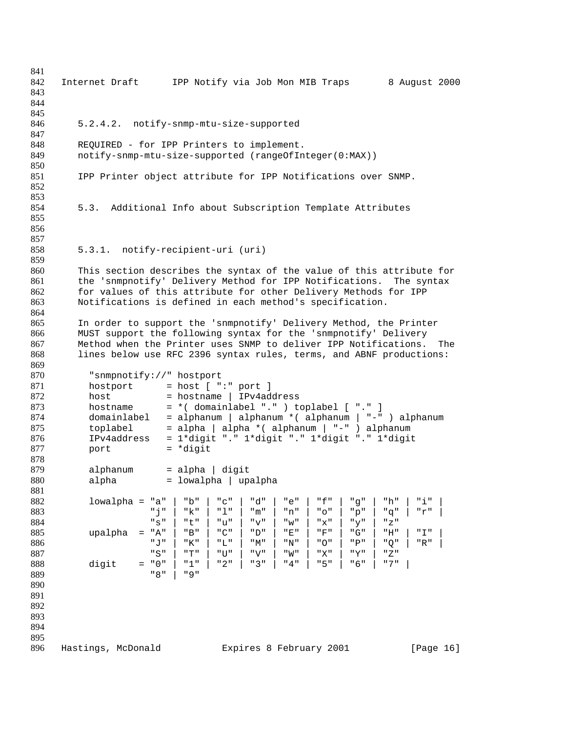#### 5.2.4.2. notify-snmp-mtu-size-supported

REQUIRED - for IPP Printers to implement.
notify-snmp-mtu-size-supported (rangeOfInteger(0:MAX))

IPP Printer object attribute for IPP Notifications over SNMP.

### 5.3. Additional Info about Subscription Template Attributes

#### 5.3.1. notify-recipient-uri (uri)

This section describes the syntax of the value of this attribute for the 'snmpnotify' Delivery Method for IPP Notifications. The syntax for values of this attribute for other Delivery Methods for IPP Notifications is defined in each method's specification.

In order to support the 'snmpnotify' Delivery Method, the Printer MUST support the following syntax for the 'snmpnotify' Delivery Method when the Printer uses SNMP to deliver IPP Notifications. The lines below use RFC 2396 syntax rules, terms, and ABNF productions:

```
"snmpnotify://" hostport
hostport      = host [ ":" port ]
host          = hostname | IPv4address
hostname      = *( domainlabel "." ) toplabel [ "." ]
domainlabel   = alphanum | alphanum *( alphanum | "-" ) alphanum
toplabel      = alpha | alpha *( alphanum | "-" ) alphanum
IPv4address   = 1*digit "." 1*digit "." 1*digit "." 1*digit
port          = *digit

alphanum      = alpha | digit
alpha         = lowalpha | upalpha

lowalpha = "a" | "b" | "c" | "d" | "e" | "f" | "g" | "h" | "i" |
           "j" | "k" | "l" | "m" | "n" | "o" | "p" | "q" | "r" |
           "s" | "t" | "u" | "v" | "w" | "x" | "y" | "z"
upalpha  = "A" | "B" | "C" | "D" | "E" | "F" | "G" | "H" | "I" |
           "J" | "K" | "L" | "M" | "N" | "O" | "P" | "Q" | "R" |
           "S" | "T" | "U" | "V" | "W" | "X" | "Y" | "Z"
digit    = "0" | "1" | "2" | "3" | "4" | "5" | "6" | "7" |
           "8" | "9"
```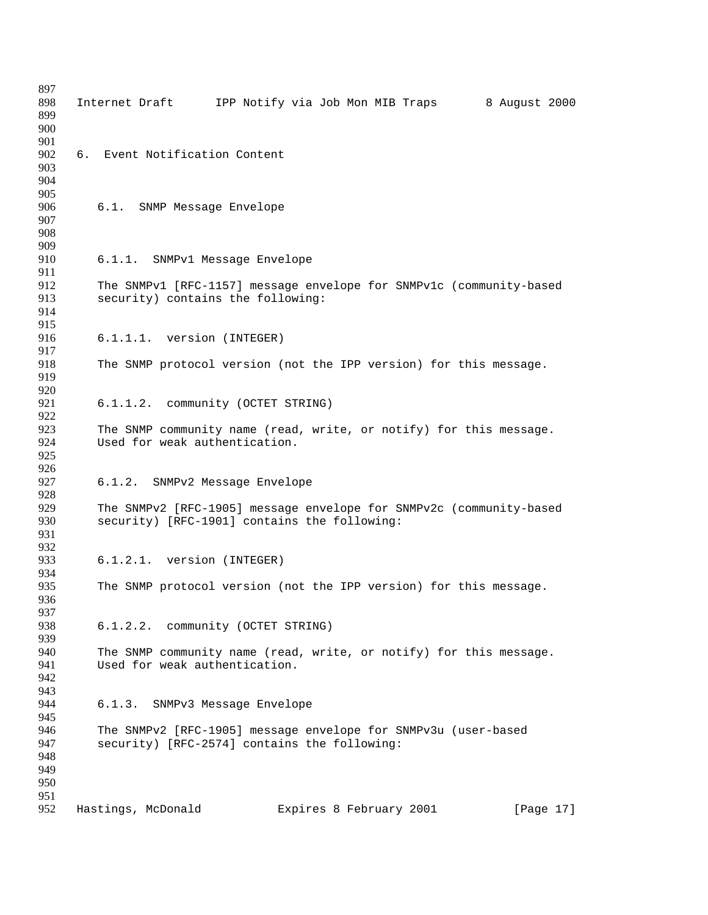# 6. Event Notification Content

## 6.1. SNMP Message Envelope

### 6.1.1. SNMPv1 Message Envelope

The SNMPv1 [RFC-1157] message envelope for SNMPv1c (community-based security) contains the following:

#### 6.1.1.1. version (INTEGER)

The SNMP protocol version (not the IPP version) for this message.

#### 6.1.1.2. community (OCTET STRING)

The SNMP community name (read, write, or notify) for this message. Used for weak authentication.

### 6.1.2. SNMPv2 Message Envelope

The SNMPv2 [RFC-1905] message envelope for SNMPv2c (community-based security) [RFC-1901] contains the following:

#### 6.1.2.1. version (INTEGER)

The SNMP protocol version (not the IPP version) for this message.

#### 6.1.2.2. community (OCTET STRING)

The SNMP community name (read, write, or notify) for this message. Used for weak authentication.

### 6.1.3. SNMPv3 Message Envelope

The SNMPv2 [RFC-1905] message envelope for SNMPv3u (user-based security) [RFC-2574] contains the following: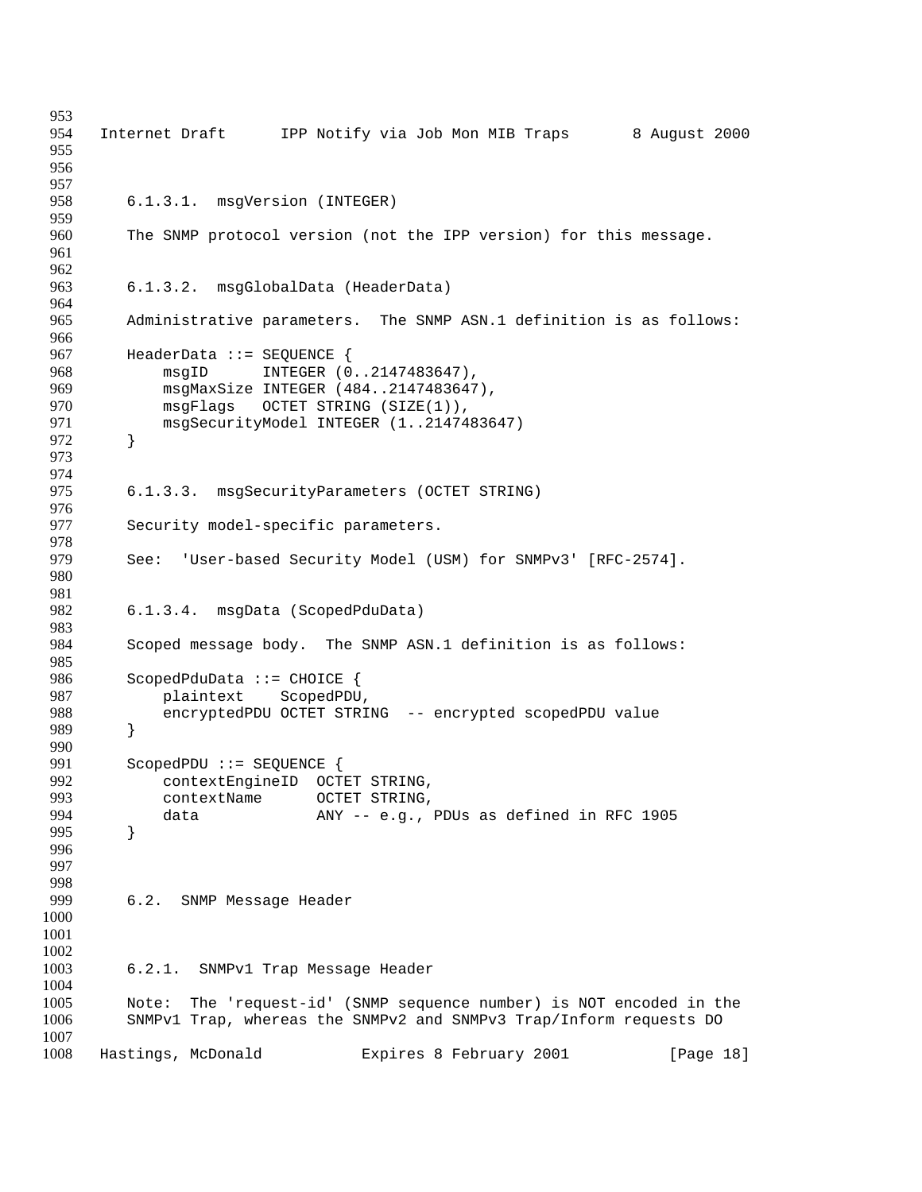#### 6.1.3.1. msgVersion (INTEGER)

The SNMP protocol version (not the IPP version) for this message.

#### 6.1.3.2. msgGlobalData (HeaderData)

Administrative parameters. The SNMP ASN.1 definition is as follows:

```
HeaderData ::= SEQUENCE {
    msgID      INTEGER (0..2147483647),
    msgMaxSize INTEGER (484..2147483647),
    msgFlags   OCTET STRING (SIZE(1)),
    msgSecurityModel INTEGER (1..2147483647)
}
```

#### 6.1.3.3. msgSecurityParameters (OCTET STRING)

Security model-specific parameters.

See: 'User-based Security Model (USM) for SNMPv3' [RFC-2574].

#### 6.1.3.4. msgData (ScopedPduData)

Scoped message body. The SNMP ASN.1 definition is as follows:

```
ScopedPduData ::= CHOICE {
    plaintext    ScopedPDU,
    encryptedPDU OCTET STRING  -- encrypted scopedPDU value
}

ScopedPDU ::= SEQUENCE {
    contextEngineID  OCTET STRING,
    contextName      OCTET STRING,
    data             ANY -- e.g., PDUs as defined in RFC 1905
}
```

## 6.2. SNMP Message Header

### 6.2.1. SNMPv1 Trap Message Header

Note: The 'request-id' (SNMP sequence number) is NOT encoded in the SNMPv1 Trap, whereas the SNMPv2 and SNMPv3 Trap/Inform requests DO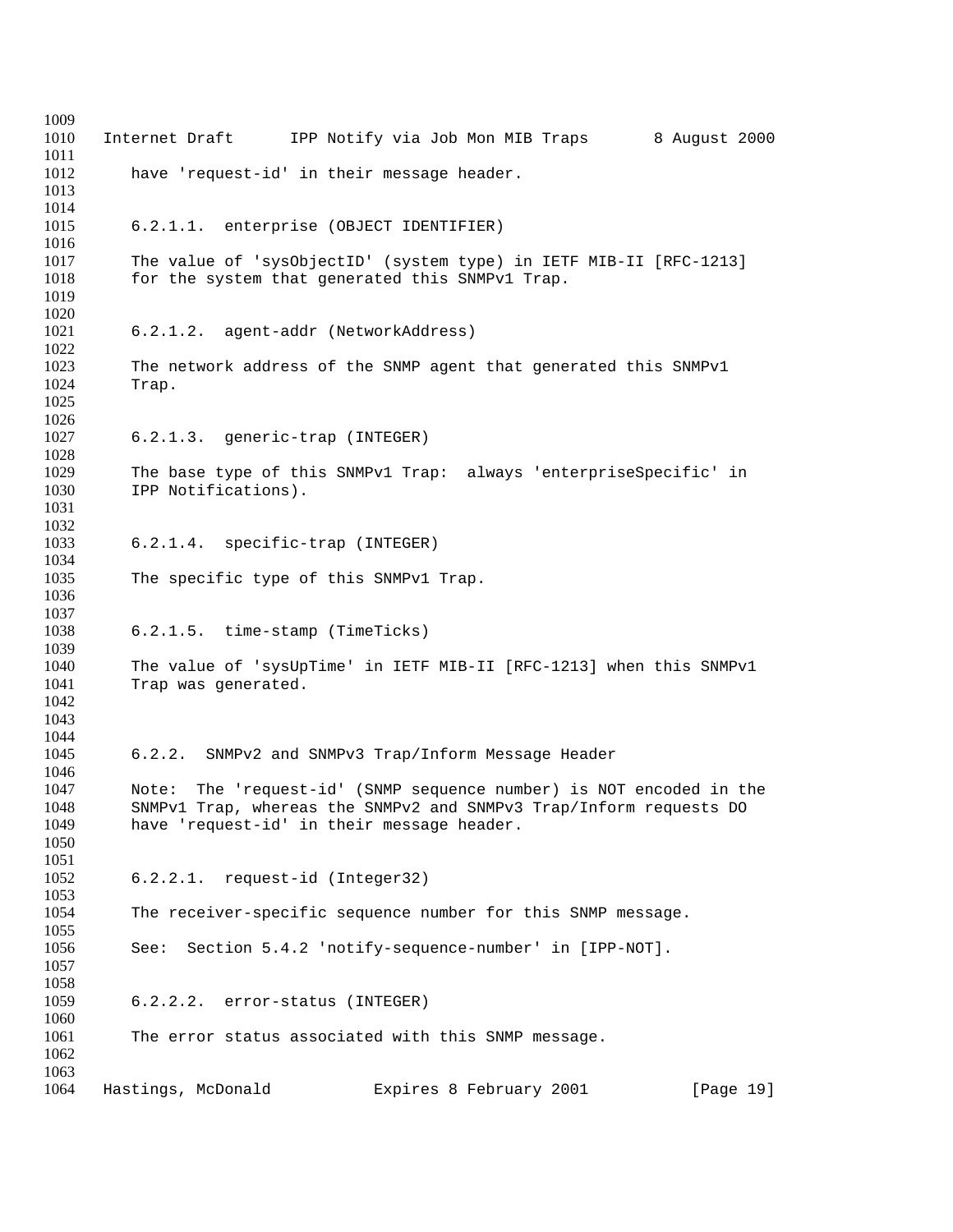have 'request-id' in their message header.

#### 6.2.1.1. enterprise (OBJECT IDENTIFIER)

The value of 'sysObjectID' (system type) in IETF MIB-II [RFC-1213] for the system that generated this SNMPv1 Trap.

#### 6.2.1.2. agent-addr (NetworkAddress)

The network address of the SNMP agent that generated this SNMPv1 Trap.

#### 6.2.1.3. generic-trap (INTEGER)

The base type of this SNMPv1 Trap: always 'enterpriseSpecific' in IPP Notifications).

#### 6.2.1.4. specific-trap (INTEGER)

The specific type of this SNMPv1 Trap.

#### 6.2.1.5. time-stamp (TimeTicks)

The value of 'sysUpTime' in IETF MIB-II [RFC-1213] when this SNMPv1 Trap was generated.

### 6.2.2. SNMPv2 and SNMPv3 Trap/Inform Message Header

Note: The 'request-id' (SNMP sequence number) is NOT encoded in the SNMPv1 Trap, whereas the SNMPv2 and SNMPv3 Trap/Inform requests DO have 'request-id' in their message header.

#### 6.2.2.1. request-id (Integer32)

The receiver-specific sequence number for this SNMP message.

See: Section 5.4.2 'notify-sequence-number' in [IPP-NOT].

#### 6.2.2.2. error-status (INTEGER)

The error status associated with this SNMP message.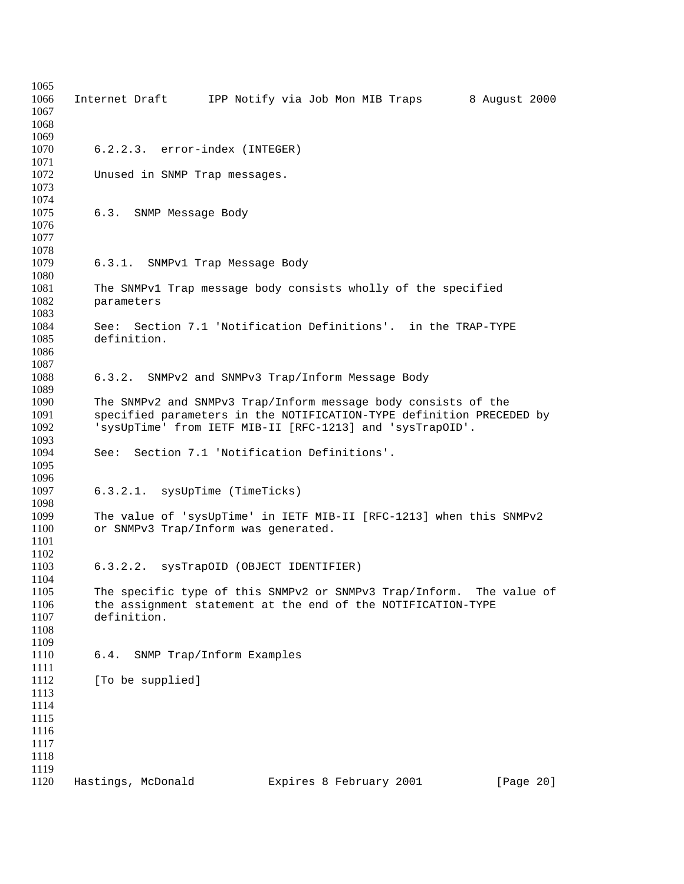#### 6.2.2.3. error-index (INTEGER)

Unused in SNMP Trap messages.

## 6.3. SNMP Message Body

### 6.3.1. SNMPv1 Trap Message Body

The SNMPv1 Trap message body consists wholly of the specified parameters

See: Section 7.1 'Notification Definitions'. in the TRAP-TYPE definition.

### 6.3.2. SNMPv2 and SNMPv3 Trap/Inform Message Body

The SNMPv2 and SNMPv3 Trap/Inform message body consists of the specified parameters in the NOTIFICATION-TYPE definition PRECEDED by 'sysUpTime' from IETF MIB-II [RFC-1213] and 'sysTrapOID'.

See: Section 7.1 'Notification Definitions'.

#### 6.3.2.1. sysUpTime (TimeTicks)

The value of 'sysUpTime' in IETF MIB-II [RFC-1213] when this SNMPv2 or SNMPv3 Trap/Inform was generated.

#### 6.3.2.2. sysTrapOID (OBJECT IDENTIFIER)

The specific type of this SNMPv2 or SNMPv3 Trap/Inform. The value of the assignment statement at the end of the NOTIFICATION-TYPE definition.

## 6.4. SNMP Trap/Inform Examples

[To be supplied]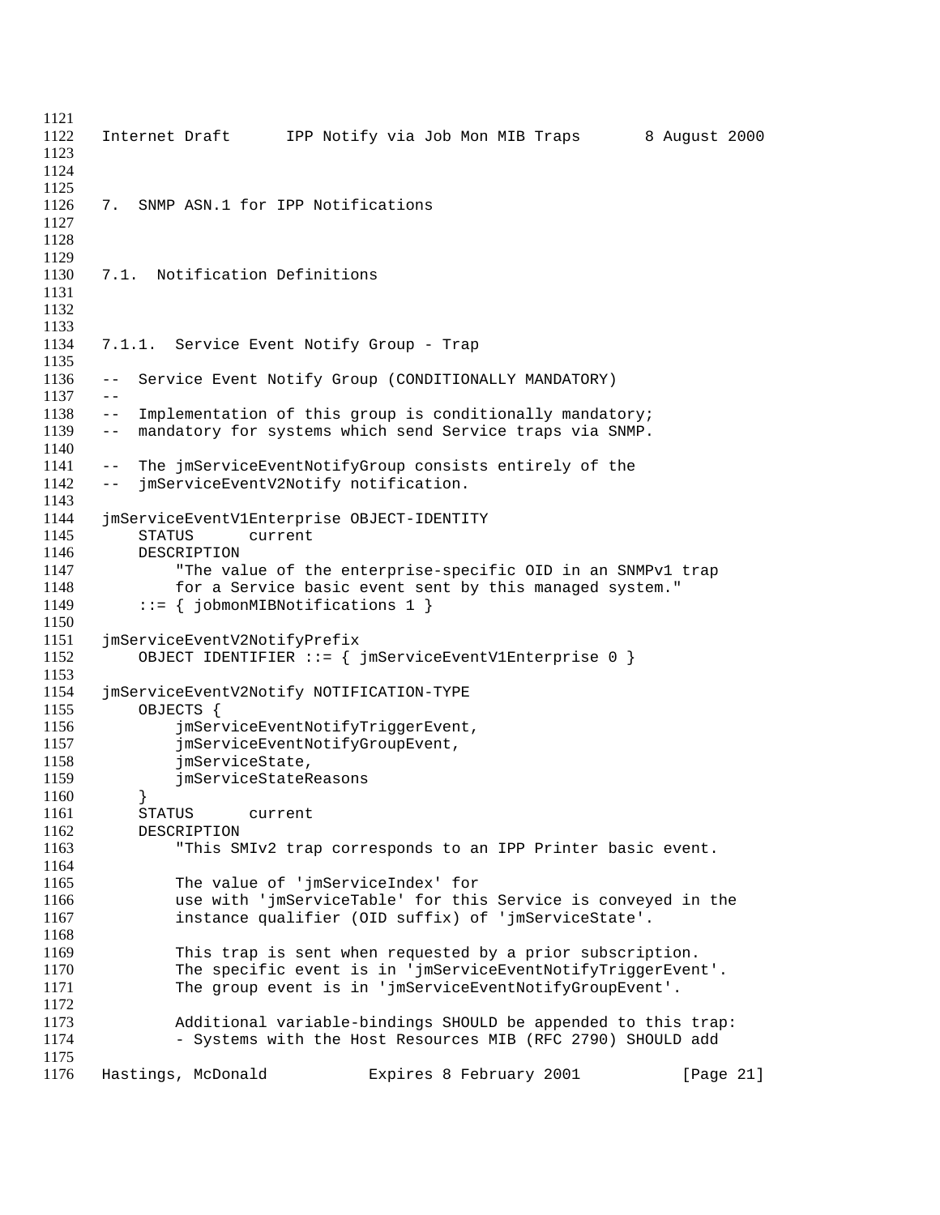## 7. SNMP ASN.1 for IPP Notifications

### 7.1. Notification Definitions

#### 7.1.1. Service Event Notify Group - Trap

```
--  Service Event Notify Group (CONDITIONALLY MANDATORY)
--
--  Implementation of this group is conditionally mandatory;
--  mandatory for systems which send Service traps via SNMP.

--  The jmServiceEventNotifyGroup consists entirely of the
--  jmServiceEventV2Notify notification.

jmServiceEventV1Enterprise OBJECT-IDENTITY
    STATUS      current
    DESCRIPTION
        "The value of the enterprise-specific OID in an SNMPv1 trap
        for a Service basic event sent by this managed system."
    ::= { jobmonMIBNotifications 1 }

jmServiceEventV2NotifyPrefix
    OBJECT IDENTIFIER ::= { jmServiceEventV1Enterprise 0 }

jmServiceEventV2Notify NOTIFICATION-TYPE
    OBJECTS {
        jmServiceEventNotifyTriggerEvent,
        jmServiceEventNotifyGroupEvent,
        jmServiceState,
        jmServiceStateReasons
    }
    STATUS      current
    DESCRIPTION
        "This SMIv2 trap corresponds to an IPP Printer basic event.

        The value of 'jmServiceIndex' for
        use with 'jmServiceTable' for this Service is conveyed in the
        instance qualifier (OID suffix) of 'jmServiceState'.

        This trap is sent when requested by a prior subscription.
        The specific event is in 'jmServiceEventNotifyTriggerEvent'.
        The group event is in 'jmServiceEventNotifyGroupEvent'.

        Additional variable-bindings SHOULD be appended to this trap:
        - Systems with the Host Resources MIB (RFC 2790) SHOULD add
```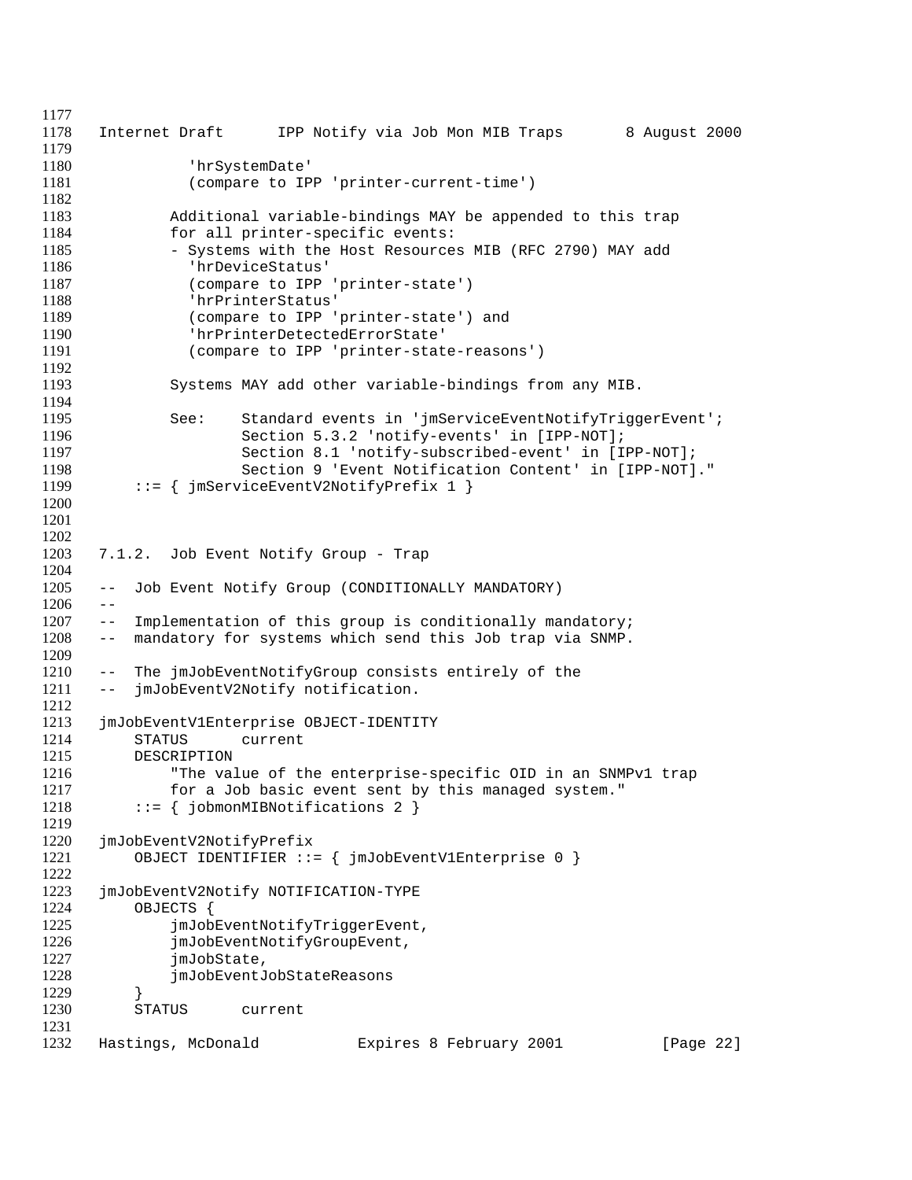```
          'hrSystemDate'
          (compare to IPP 'printer-current-time')

        Additional variable-bindings MAY be appended to this trap
        for all printer-specific events:
        - Systems with the Host Resources MIB (RFC 2790) MAY add
          'hrDeviceStatus'
          (compare to IPP 'printer-state')
          'hrPrinterStatus'
          (compare to IPP 'printer-state') and
          'hrPrinterDetectedErrorState'
          (compare to IPP 'printer-state-reasons')

        Systems MAY add other variable-bindings from any MIB.

        See:    Standard events in 'jmServiceEventNotifyTriggerEvent';
                Section 5.3.2 'notify-events' in [IPP-NOT];
                Section 8.1 'notify-subscribed-event' in [IPP-NOT];
                Section 9 'Event Notification Content' in [IPP-NOT]."
    ::= { jmServiceEventV2NotifyPrefix 1 }
```

### 7.1.2. Job Event Notify Group - Trap

```
--  Job Event Notify Group (CONDITIONALLY MANDATORY)
--
--  Implementation of this group is conditionally mandatory;
--  mandatory for systems which send this Job trap via SNMP.

--  The jmJobEventNotifyGroup consists entirely of the
--  jmJobEventV2Notify notification.

jmJobEventV1Enterprise OBJECT-IDENTITY
    STATUS      current
    DESCRIPTION
        "The value of the enterprise-specific OID in an SNMPv1 trap
        for a Job basic event sent by this managed system."
    ::= { jobmonMIBNotifications 2 }

jmJobEventV2NotifyPrefix
    OBJECT IDENTIFIER ::= { jmJobEventV1Enterprise 0 }

jmJobEventV2Notify NOTIFICATION-TYPE
    OBJECTS {
        jmJobEventNotifyTriggerEvent,
        jmJobEventNotifyGroupEvent,
        jmJobState,
        jmJobEventJobStateReasons
    }
    STATUS      current
```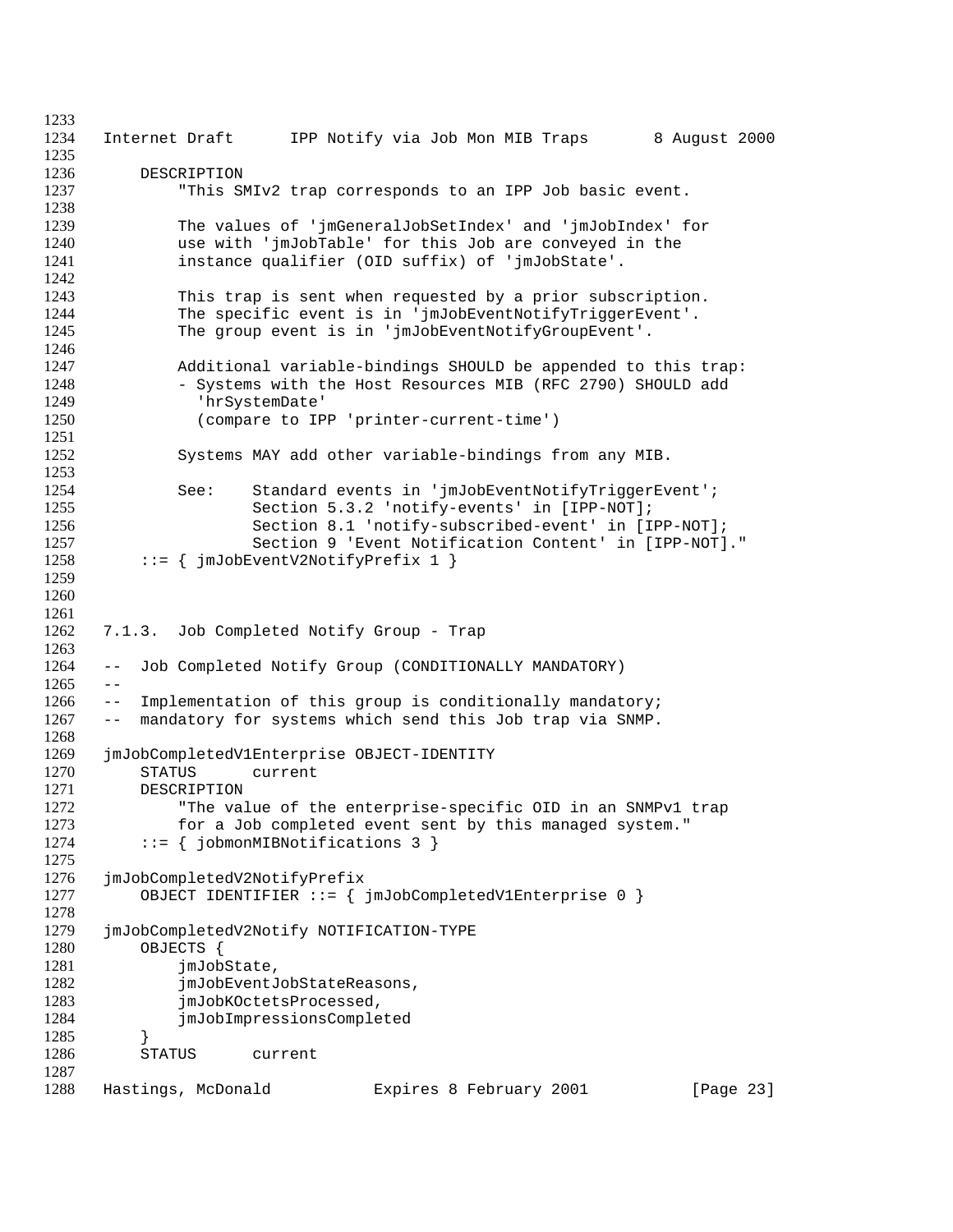```
    DESCRIPTION
        "This SMIv2 trap corresponds to an IPP Job basic event.

        The values of 'jmGeneralJobSetIndex' and 'jmJobIndex' for
        use with 'jmJobTable' for this Job are conveyed in the
        instance qualifier (OID suffix) of 'jmJobState'.

        This trap is sent when requested by a prior subscription.
        The specific event is in 'jmJobEventNotifyTriggerEvent'.
        The group event is in 'jmJobEventNotifyGroupEvent'.

        Additional variable-bindings SHOULD be appended to this trap:
        - Systems with the Host Resources MIB (RFC 2790) SHOULD add
          'hrSystemDate'
          (compare to IPP 'printer-current-time')

        Systems MAY add other variable-bindings from any MIB.

        See:    Standard events in 'jmJobEventNotifyTriggerEvent';
                Section 5.3.2 'notify-events' in [IPP-NOT];
                Section 8.1 'notify-subscribed-event' in [IPP-NOT];
                Section 9 'Event Notification Content' in [IPP-NOT]."
    ::= { jmJobEventV2NotifyPrefix 1 }
```

### 7.1.3. Job Completed Notify Group - Trap

```
--  Job Completed Notify Group (CONDITIONALLY MANDATORY)
--
--  Implementation of this group is conditionally mandatory;
--  mandatory for systems which send this Job trap via SNMP.

jmJobCompletedV1Enterprise OBJECT-IDENTITY
    STATUS      current
    DESCRIPTION
        "The value of the enterprise-specific OID in an SNMPv1 trap
        for a Job completed event sent by this managed system."
    ::= { jobmonMIBNotifications 3 }

jmJobCompletedV2NotifyPrefix
    OBJECT IDENTIFIER ::= { jmJobCompletedV1Enterprise 0 }

jmJobCompletedV2Notify NOTIFICATION-TYPE
    OBJECTS {
        jmJobState,
        jmJobEventJobStateReasons,
        jmJobKOctetsProcessed,
        jmJobImpressionsCompleted
    }
    STATUS      current
```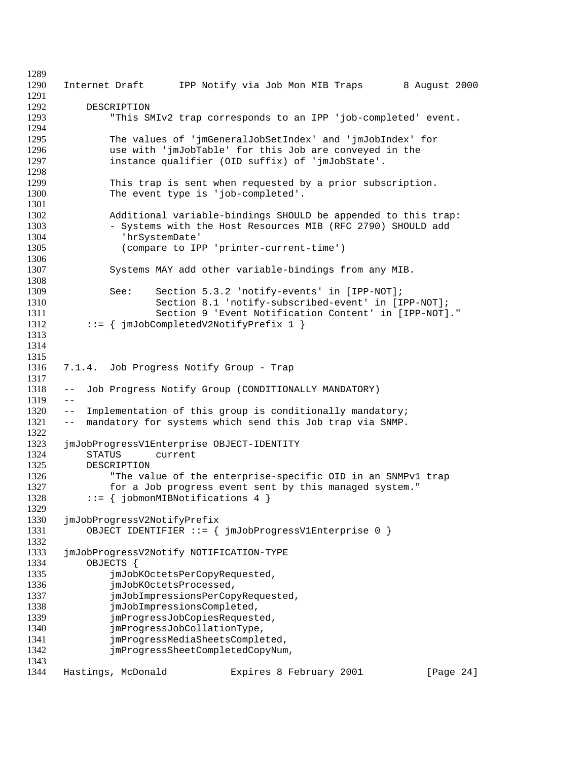```
    DESCRIPTION
        "This SMIv2 trap corresponds to an IPP 'job-completed' event.

        The values of 'jmGeneralJobSetIndex' and 'jmJobIndex' for
        use with 'jmJobTable' for this Job are conveyed in the
        instance qualifier (OID suffix) of 'jmJobState'.

        This trap is sent when requested by a prior subscription.
        The event type is 'job-completed'.

        Additional variable-bindings SHOULD be appended to this trap:
        - Systems with the Host Resources MIB (RFC 2790) SHOULD add
          'hrSystemDate'
          (compare to IPP 'printer-current-time')

        Systems MAY add other variable-bindings from any MIB.

        See:    Section 5.3.2 'notify-events' in [IPP-NOT];
                Section 8.1 'notify-subscribed-event' in [IPP-NOT];
                Section 9 'Event Notification Content' in [IPP-NOT]."
    ::= { jmJobCompletedV2NotifyPrefix 1 }
```

### 7.1.4. Job Progress Notify Group - Trap

```
--  Job Progress Notify Group (CONDITIONALLY MANDATORY)
--
--  Implementation of this group is conditionally mandatory;
--  mandatory for systems which send this Job trap via SNMP.

jmJobProgressV1Enterprise OBJECT-IDENTITY
    STATUS      current
    DESCRIPTION
        "The value of the enterprise-specific OID in an SNMPv1 trap
        for a Job progress event sent by this managed system."
    ::= { jobmonMIBNotifications 4 }

jmJobProgressV2NotifyPrefix
    OBJECT IDENTIFIER ::= { jmJobProgressV1Enterprise 0 }

jmJobProgressV2Notify NOTIFICATION-TYPE
    OBJECTS {
        jmJobKOctetsPerCopyRequested,
        jmJobKOctetsProcessed,
        jmJobImpressionsPerCopyRequested,
        jmJobImpressionsCompleted,
        jmProgressJobCopiesRequested,
        jmProgressJobCollationType,
        jmProgressMediaSheetsCompleted,
        jmProgressSheetCompletedCopyNum,
```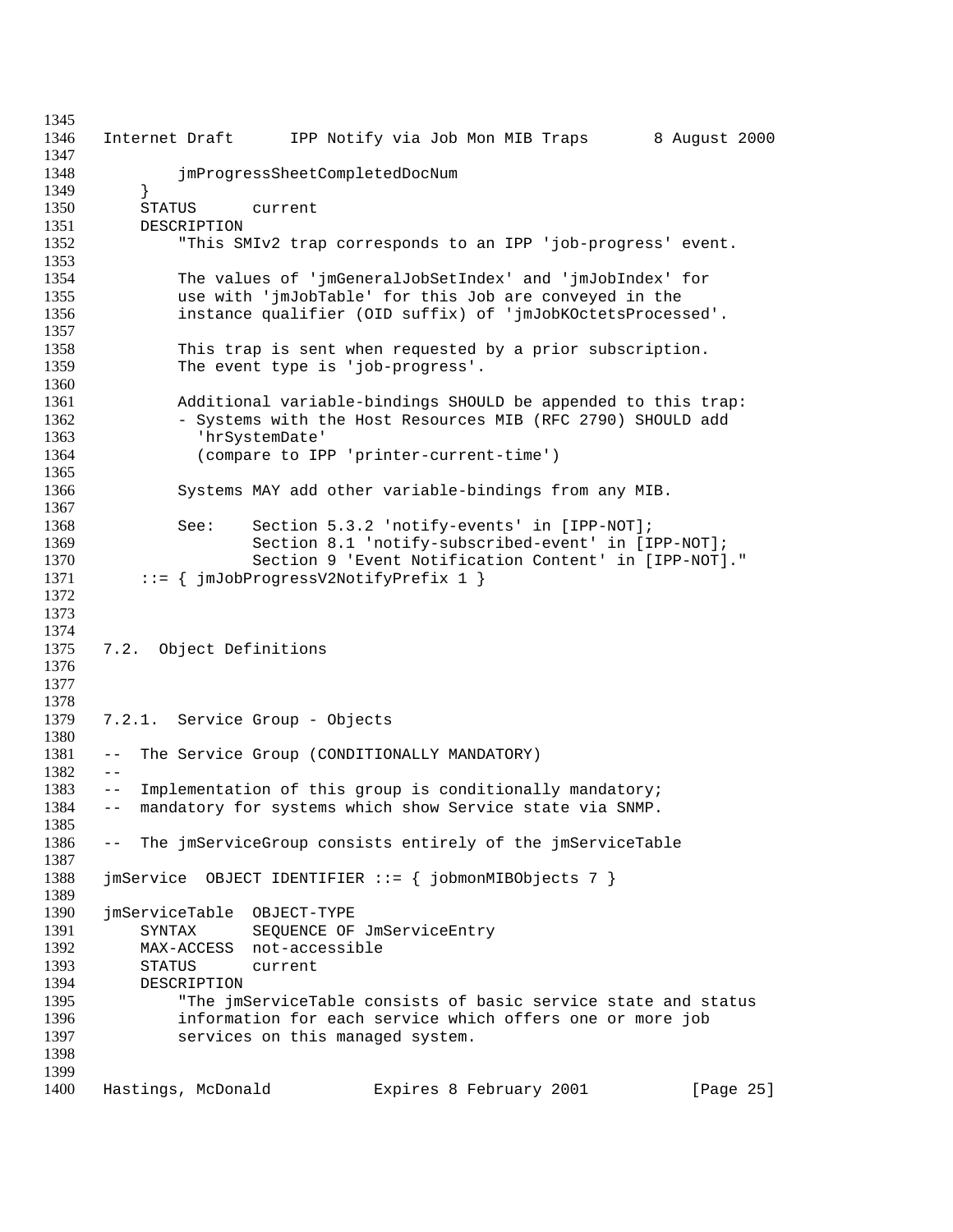```
        jmProgressSheetCompletedDocNum
    }
    STATUS      current
    DESCRIPTION
        "This SMIv2 trap corresponds to an IPP 'job-progress' event.

        The values of 'jmGeneralJobSetIndex' and 'jmJobIndex' for
        use with 'jmJobTable' for this Job are conveyed in the
        instance qualifier (OID suffix) of 'jmJobKOctetsProcessed'.

        This trap is sent when requested by a prior subscription.
        The event type is 'job-progress'.

        Additional variable-bindings SHOULD be appended to this trap:
        - Systems with the Host Resources MIB (RFC 2790) SHOULD add
          'hrSystemDate'
          (compare to IPP 'printer-current-time')

        Systems MAY add other variable-bindings from any MIB.

        See:    Section 5.3.2 'notify-events' in [IPP-NOT];
                Section 8.1 'notify-subscribed-event' in [IPP-NOT];
                Section 9 'Event Notification Content' in [IPP-NOT]."
    ::= { jmJobProgressV2NotifyPrefix 1 }
```

### 7.2. Object Definitions

#### 7.2.1. Service Group - Objects

```
--  The Service Group (CONDITIONALLY MANDATORY)
--
--  Implementation of this group is conditionally mandatory;
--  mandatory for systems which show Service state via SNMP.

--  The jmServiceGroup consists entirely of the jmServiceTable

jmService  OBJECT IDENTIFIER ::= { jobmonMIBObjects 7 }

jmServiceTable  OBJECT-TYPE
    SYNTAX      SEQUENCE OF JmServiceEntry
    MAX-ACCESS  not-accessible
    STATUS      current
    DESCRIPTION
        "The jmServiceTable consists of basic service state and status
        information for each service which offers one or more job
        services on this managed system.
```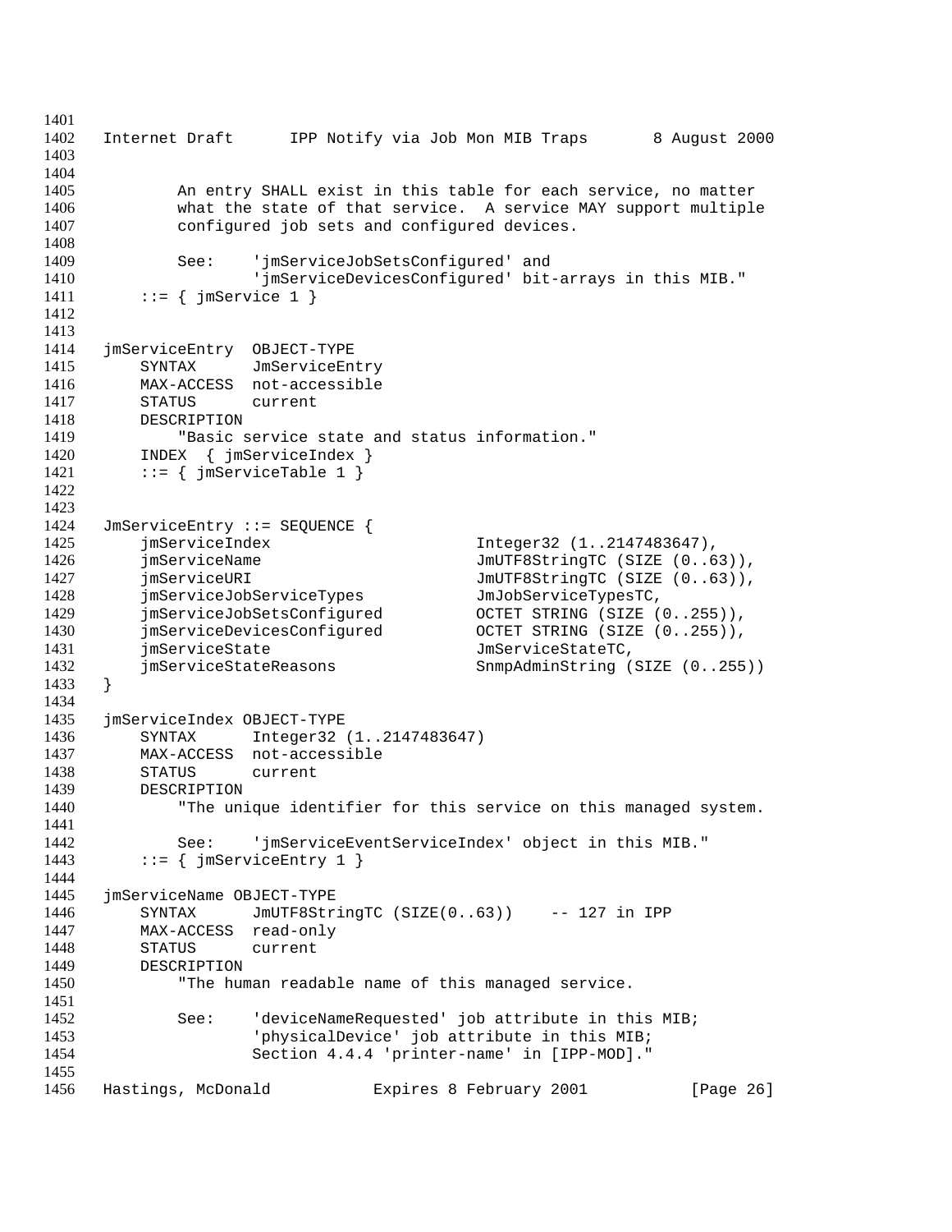```
        An entry SHALL exist in this table for each service, no matter
        what the state of that service.  A service MAY support multiple
        configured job sets and configured devices.

        See:    'jmServiceJobSetsConfigured' and
                'jmServiceDevicesConfigured' bit-arrays in this MIB."
    ::= { jmService 1 }


jmServiceEntry  OBJECT-TYPE
    SYNTAX      JmServiceEntry
    MAX-ACCESS  not-accessible
    STATUS      current
    DESCRIPTION
        "Basic service state and status information."
    INDEX  { jmServiceIndex }
    ::= { jmServiceTable 1 }


JmServiceEntry ::= SEQUENCE {
    jmServiceIndex                    Integer32 (1..2147483647),
    jmServiceName                     JmUTF8StringTC (SIZE (0..63)),
    jmServiceURI                      JmUTF8StringTC (SIZE (0..63)),
    jmServiceJobServiceTypes          JmJobServiceTypesTC,
    jmServiceJobSetsConfigured        OCTET STRING (SIZE (0..255)),
    jmServiceDevicesConfigured        OCTET STRING (SIZE (0..255)),
    jmServiceState                    JmServiceStateTC,
    jmServiceStateReasons             SnmpAdminString (SIZE (0..255))
}

jmServiceIndex OBJECT-TYPE
    SYNTAX      Integer32 (1..2147483647)
    MAX-ACCESS  not-accessible
    STATUS      current
    DESCRIPTION
        "The unique identifier for this service on this managed system.

        See:    'jmServiceEventServiceIndex' object in this MIB."
    ::= { jmServiceEntry 1 }

jmServiceName OBJECT-TYPE
    SYNTAX      JmUTF8StringTC (SIZE(0..63))    -- 127 in IPP
    MAX-ACCESS  read-only
    STATUS      current
    DESCRIPTION
        "The human readable name of this managed service.

        See:    'deviceNameRequested' job attribute in this MIB;
                'physicalDevice' job attribute in this MIB;
                Section 4.4.4 'printer-name' in [IPP-MOD]."
```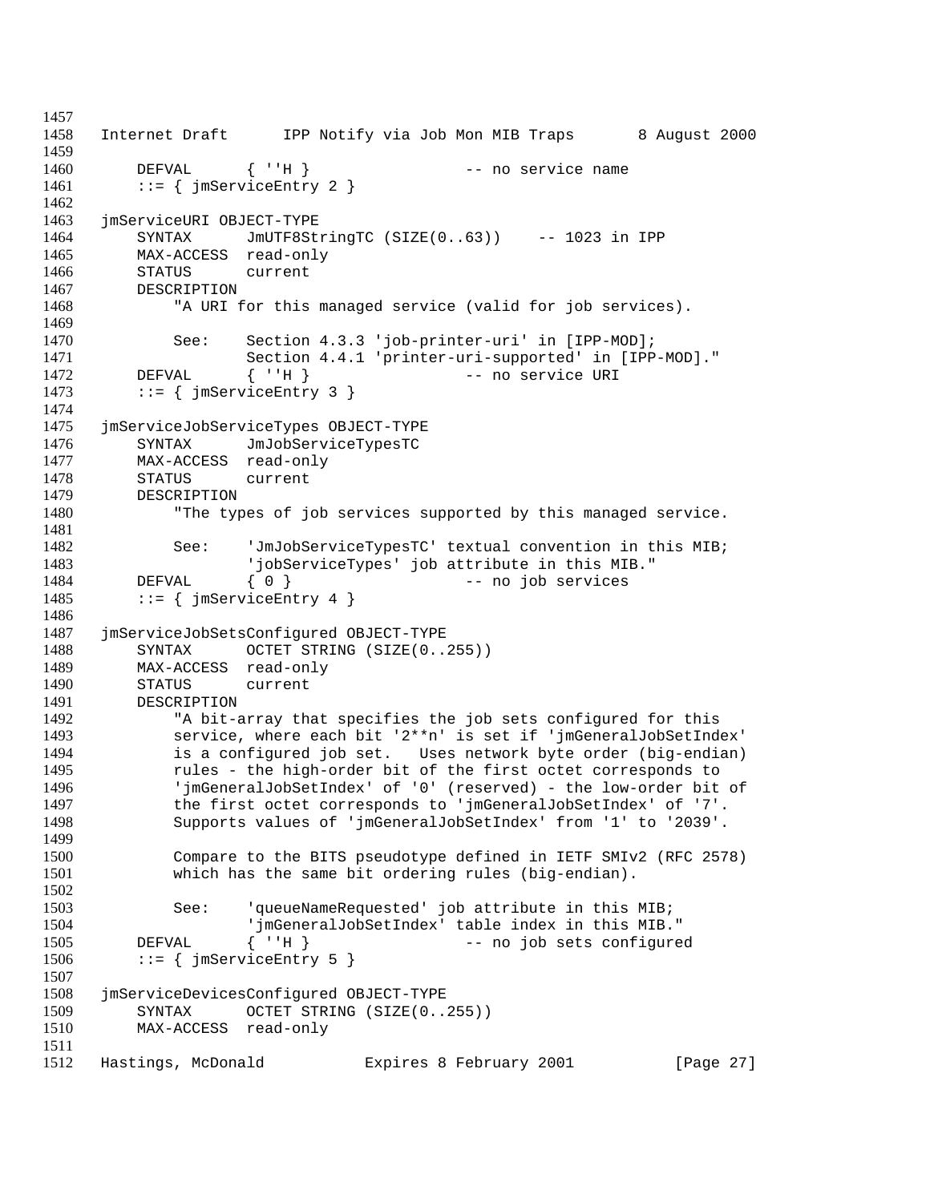```
    DEFVAL      { ''H }                 -- no service name
    ::= { jmServiceEntry 2 }

jmServiceURI OBJECT-TYPE
    SYNTAX      JmUTF8StringTC (SIZE(0..63))    -- 1023 in IPP
    MAX-ACCESS  read-only
    STATUS      current
    DESCRIPTION
        "A URI for this managed service (valid for job services).

        See:    Section 4.3.3 'job-printer-uri' in [IPP-MOD];
                Section 4.4.1 'printer-uri-supported' in [IPP-MOD]."
    DEFVAL      { ''H }                 -- no service URI
    ::= { jmServiceEntry 3 }

jmServiceJobServiceTypes OBJECT-TYPE
    SYNTAX      JmJobServiceTypesTC
    MAX-ACCESS  read-only
    STATUS      current
    DESCRIPTION
        "The types of job services supported by this managed service.

        See:    'JmJobServiceTypesTC' textual convention in this MIB;
                'jobServiceTypes' job attribute in this MIB."
    DEFVAL      { 0 }                   -- no job services
    ::= { jmServiceEntry 4 }

jmServiceJobSetsConfigured OBJECT-TYPE
    SYNTAX      OCTET STRING (SIZE(0..255))
    MAX-ACCESS  read-only
    STATUS      current
    DESCRIPTION
        "A bit-array that specifies the job sets configured for this
        service, where each bit '2**n' is set if 'jmGeneralJobSetIndex'
        is a configured job set.   Uses network byte order (big-endian)
        rules - the high-order bit of the first octet corresponds to
        'jmGeneralJobSetIndex' of '0' (reserved) - the low-order bit of
        the first octet corresponds to 'jmGeneralJobSetIndex' of '7'.
        Supports values of 'jmGeneralJobSetIndex' from '1' to '2039'.

        Compare to the BITS pseudotype defined in IETF SMIv2 (RFC 2578)
        which has the same bit ordering rules (big-endian).

        See:    'queueNameRequested' job attribute in this MIB;
                'jmGeneralJobSetIndex' table index in this MIB."
    DEFVAL      { ''H }                 -- no job sets configured
    ::= { jmServiceEntry 5 }

jmServiceDevicesConfigured OBJECT-TYPE
    SYNTAX      OCTET STRING (SIZE(0..255))
    MAX-ACCESS  read-only
```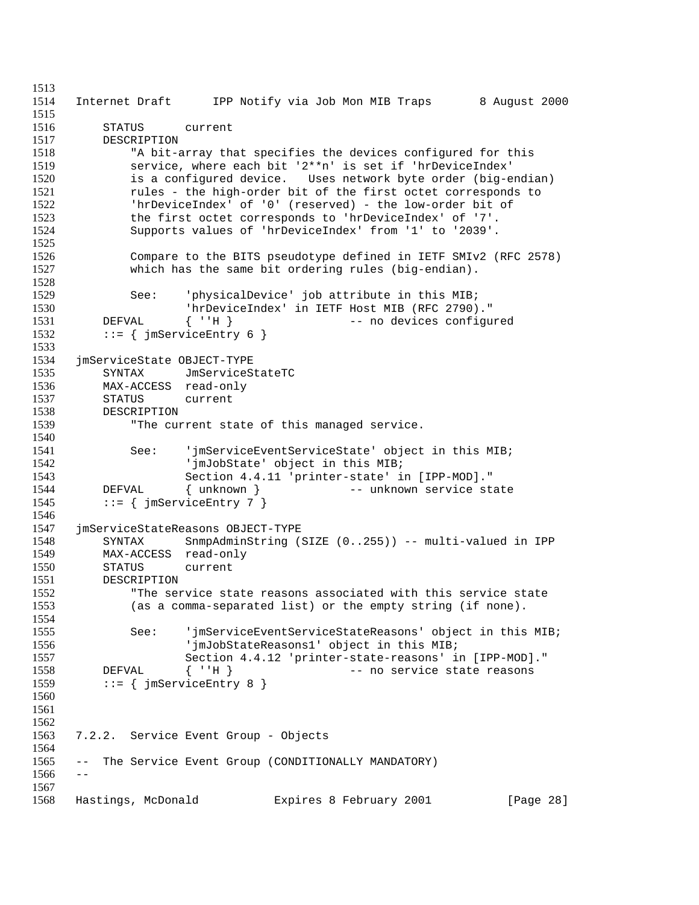```
    STATUS      current
    DESCRIPTION
        "A bit-array that specifies the devices configured for this
        service, where each bit '2**n' is set if 'hrDeviceIndex'
        is a configured device.   Uses network byte order (big-endian)
        rules - the high-order bit of the first octet corresponds to
        'hrDeviceIndex' of '0' (reserved) - the low-order bit of
        the first octet corresponds to 'hrDeviceIndex' of '7'.
        Supports values of 'hrDeviceIndex' from '1' to '2039'.

        Compare to the BITS pseudotype defined in IETF SMIv2 (RFC 2578)
        which has the same bit ordering rules (big-endian).

        See:    'physicalDevice' job attribute in this MIB;
                'hrDeviceIndex' in IETF Host MIB (RFC 2790)."
    DEFVAL      { ''H }                 -- no devices configured
    ::= { jmServiceEntry 6 }

jmServiceState OBJECT-TYPE
    SYNTAX      JmServiceStateTC
    MAX-ACCESS  read-only
    STATUS      current
    DESCRIPTION
        "The current state of this managed service.

        See:    'jmServiceEventServiceState' object in this MIB;
                'jmJobState' object in this MIB;
                Section 4.4.11 'printer-state' in [IPP-MOD]."
    DEFVAL      { unknown }             -- unknown service state
    ::= { jmServiceEntry 7 }

jmServiceStateReasons OBJECT-TYPE
    SYNTAX      SnmpAdminString (SIZE (0..255)) -- multi-valued in IPP
    MAX-ACCESS  read-only
    STATUS      current
    DESCRIPTION
        "The service state reasons associated with this service state
        (as a comma-separated list) or the empty string (if none).

        See:    'jmServiceEventServiceStateReasons' object in this MIB;
                'jmJobStateReasons1' object in this MIB;
                Section 4.4.12 'printer-state-reasons' in [IPP-MOD]."
    DEFVAL      { ''H }                 -- no service state reasons
    ::= { jmServiceEntry 8 }
```

### 7.2.2. Service Event Group - Objects

```
--  The Service Event Group (CONDITIONALLY MANDATORY)
--
```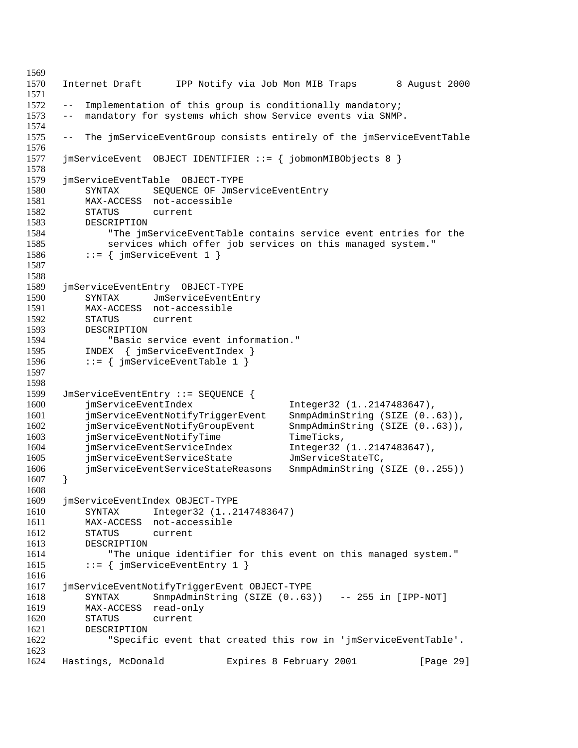```
--  Implementation of this group is conditionally mandatory;
--  mandatory for systems which show Service events via SNMP.

--  The jmServiceEventGroup consists entirely of the jmServiceEventTable

jmServiceEvent  OBJECT IDENTIFIER ::= { jobmonMIBObjects 8 }

jmServiceEventTable  OBJECT-TYPE
    SYNTAX      SEQUENCE OF JmServiceEventEntry
    MAX-ACCESS  not-accessible
    STATUS      current
    DESCRIPTION
        "The jmServiceEventTable contains service event entries for the
        services which offer job services on this managed system."
    ::= { jmServiceEvent 1 }


jmServiceEventEntry  OBJECT-TYPE
    SYNTAX      JmServiceEventEntry
    MAX-ACCESS  not-accessible
    STATUS      current
    DESCRIPTION
        "Basic service event information."
    INDEX  { jmServiceEventIndex }
    ::= { jmServiceEventTable 1 }


JmServiceEventEntry ::= SEQUENCE {
    jmServiceEventIndex                 Integer32 (1..2147483647),
    jmServiceEventNotifyTriggerEvent    SnmpAdminString (SIZE (0..63)),
    jmServiceEventNotifyGroupEvent      SnmpAdminString (SIZE (0..63)),
    jmServiceEventNotifyTime            TimeTicks,
    jmServiceEventServiceIndex          Integer32 (1..2147483647),
    jmServiceEventServiceState          JmServiceStateTC,
    jmServiceEventServiceStateReasons   SnmpAdminString (SIZE (0..255))
}

jmServiceEventIndex OBJECT-TYPE
    SYNTAX      Integer32 (1..2147483647)
    MAX-ACCESS  not-accessible
    STATUS      current
    DESCRIPTION
        "The unique identifier for this event on this managed system."
    ::= { jmServiceEventEntry 1 }

jmServiceEventNotifyTriggerEvent OBJECT-TYPE
    SYNTAX      SnmpAdminString (SIZE (0..63))   -- 255 in [IPP-NOT]
    MAX-ACCESS  read-only
    STATUS      current
    DESCRIPTION
        "Specific event that created this row in 'jmServiceEventTable'.
```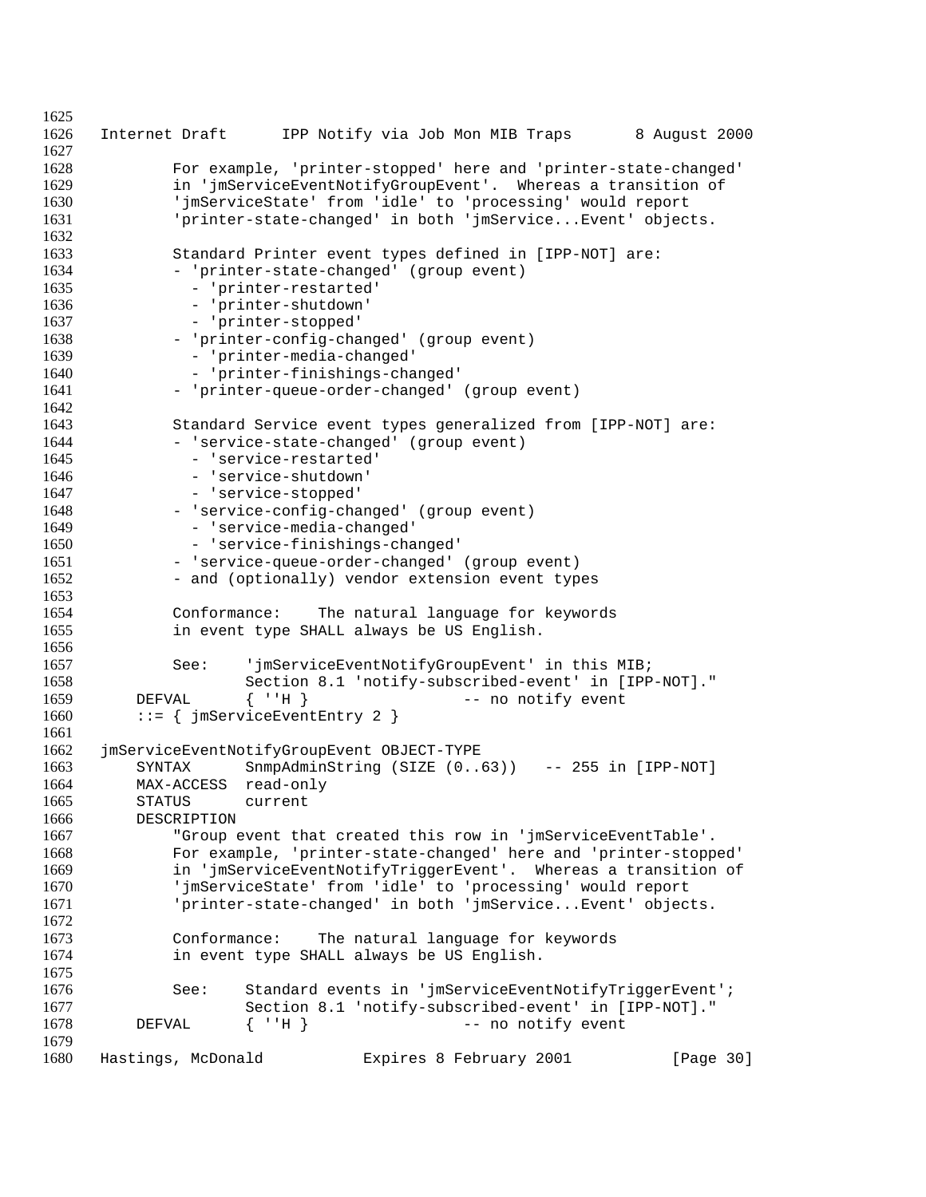```
        For example, 'printer-stopped' here and 'printer-state-changed'
        in 'jmServiceEventNotifyGroupEvent'.  Whereas a transition of
        'jmServiceState' from 'idle' to 'processing' would report
        'printer-state-changed' in both 'jmService...Event' objects.

        Standard Printer event types defined in [IPP-NOT] are:
        - 'printer-state-changed' (group event)
          - 'printer-restarted'
          - 'printer-shutdown'
          - 'printer-stopped'
        - 'printer-config-changed' (group event)
          - 'printer-media-changed'
          - 'printer-finishings-changed'
        - 'printer-queue-order-changed' (group event)

        Standard Service event types generalized from [IPP-NOT] are:
        - 'service-state-changed' (group event)
          - 'service-restarted'
          - 'service-shutdown'
          - 'service-stopped'
        - 'service-config-changed' (group event)
          - 'service-media-changed'
          - 'service-finishings-changed'
        - 'service-queue-order-changed' (group event)
        - and (optionally) vendor extension event types

        Conformance:    The natural language for keywords
        in event type SHALL always be US English.

        See:    'jmServiceEventNotifyGroupEvent' in this MIB;
                Section 8.1 'notify-subscribed-event' in [IPP-NOT]."
    DEFVAL      { ''H }                 -- no notify event
    ::= { jmServiceEventEntry 2 }

jmServiceEventNotifyGroupEvent OBJECT-TYPE
    SYNTAX      SnmpAdminString (SIZE (0..63))   -- 255 in [IPP-NOT]
    MAX-ACCESS  read-only
    STATUS      current
    DESCRIPTION
        "Group event that created this row in 'jmServiceEventTable'.
        For example, 'printer-state-changed' here and 'printer-stopped'
        in 'jmServiceEventNotifyTriggerEvent'.  Whereas a transition of
        'jmServiceState' from 'idle' to 'processing' would report
        'printer-state-changed' in both 'jmService...Event' objects.

        Conformance:    The natural language for keywords
        in event type SHALL always be US English.

        See:    Standard events in 'jmServiceEventNotifyTriggerEvent';
                Section 8.1 'notify-subscribed-event' in [IPP-NOT]."
    DEFVAL      { ''H }                 -- no notify event
```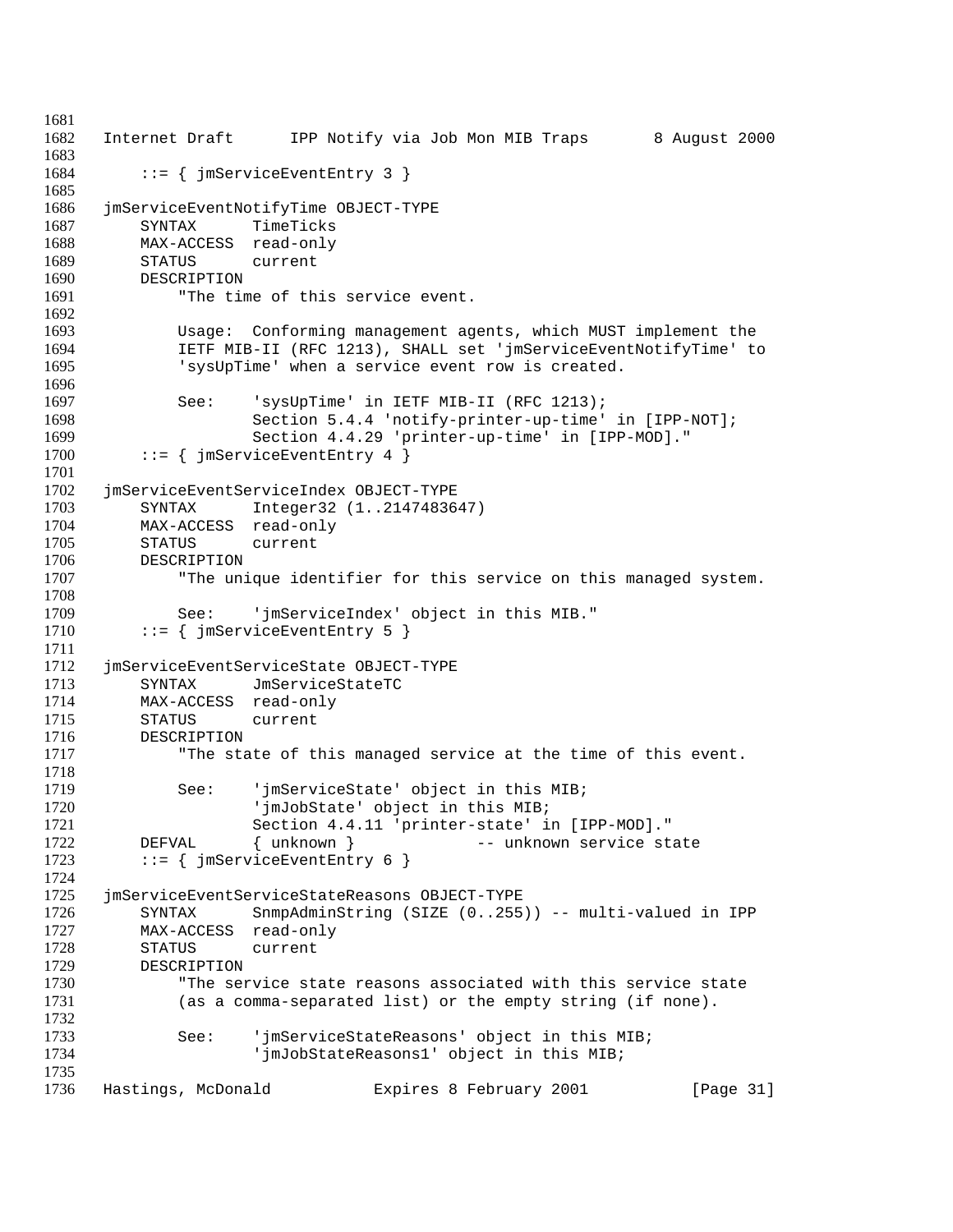```
    ::= { jmServiceEventEntry 3 }

jmServiceEventNotifyTime OBJECT-TYPE
    SYNTAX      TimeTicks
    MAX-ACCESS  read-only
    STATUS      current
    DESCRIPTION
        "The time of this service event.

        Usage:  Conforming management agents, which MUST implement the
        IETF MIB-II (RFC 1213), SHALL set 'jmServiceEventNotifyTime' to
        'sysUpTime' when a service event row is created.

        See:    'sysUpTime' in IETF MIB-II (RFC 1213);
                Section 5.4.4 'notify-printer-up-time' in [IPP-NOT];
                Section 4.4.29 'printer-up-time' in [IPP-MOD]."
    ::= { jmServiceEventEntry 4 }

jmServiceEventServiceIndex OBJECT-TYPE
    SYNTAX      Integer32 (1..2147483647)
    MAX-ACCESS  read-only
    STATUS      current
    DESCRIPTION
        "The unique identifier for this service on this managed system.

        See:    'jmServiceIndex' object in this MIB."
    ::= { jmServiceEventEntry 5 }

jmServiceEventServiceState OBJECT-TYPE
    SYNTAX      JmServiceStateTC
    MAX-ACCESS  read-only
    STATUS      current
    DESCRIPTION
        "The state of this managed service at the time of this event.

        See:    'jmServiceState' object in this MIB;
                'jmJobState' object in this MIB;
                Section 4.4.11 'printer-state' in [IPP-MOD]."
    DEFVAL      { unknown }             -- unknown service state
    ::= { jmServiceEventEntry 6 }

jmServiceEventServiceStateReasons OBJECT-TYPE
    SYNTAX      SnmpAdminString (SIZE (0..255)) -- multi-valued in IPP
    MAX-ACCESS  read-only
    STATUS      current
    DESCRIPTION
        "The service state reasons associated with this service state
        (as a comma-separated list) or the empty string (if none).

        See:    'jmServiceStateReasons' object in this MIB;
                'jmJobStateReasons1' object in this MIB;
```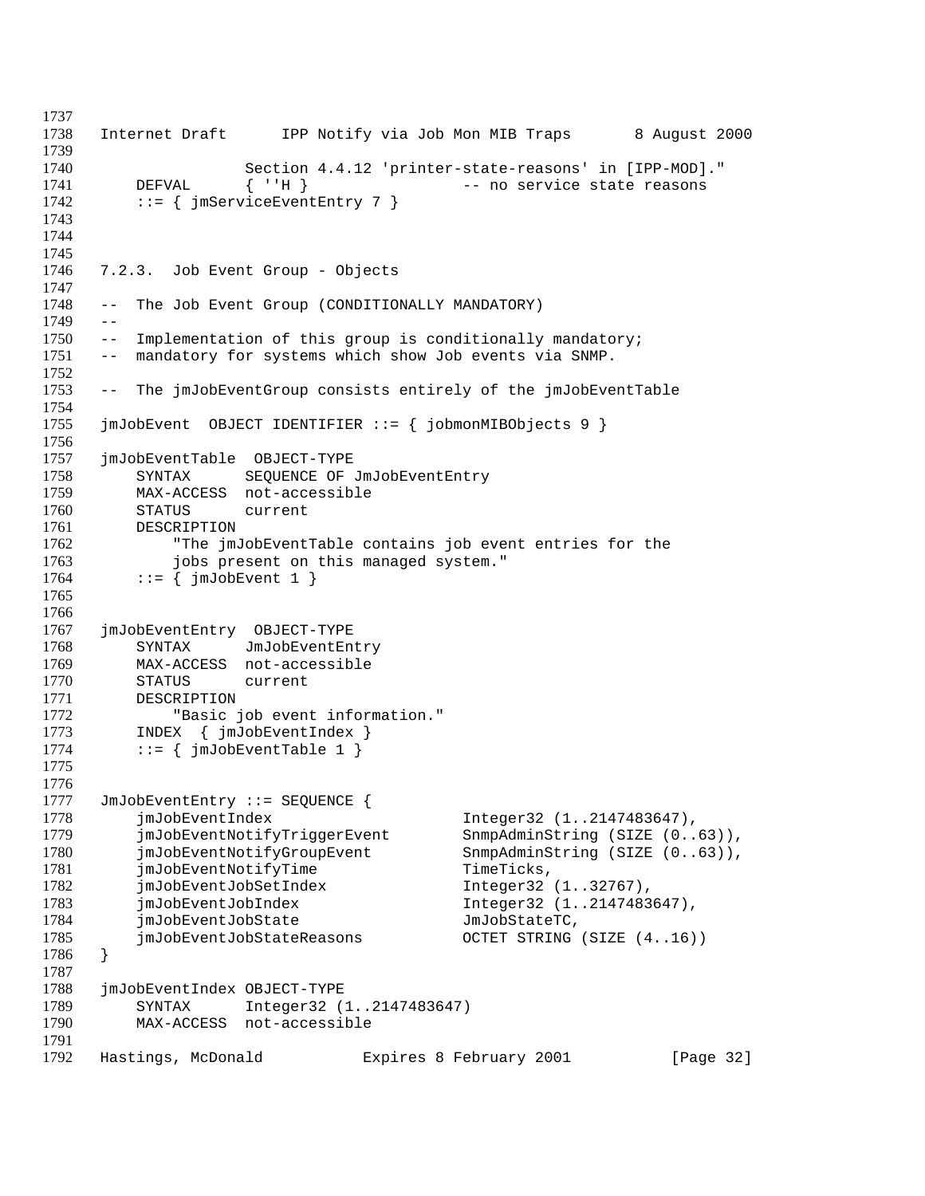```
                Section 4.4.12 'printer-state-reasons' in [IPP-MOD]."
    DEFVAL      { ''H }                 -- no service state reasons
    ::= { jmServiceEventEntry 7 }
```

### 7.2.3. Job Event Group - Objects

```
--  The Job Event Group (CONDITIONALLY MANDATORY)
--
--  Implementation of this group is conditionally mandatory;
--  mandatory for systems which show Job events via SNMP.

--  The jmJobEventGroup consists entirely of the jmJobEventTable

jmJobEvent  OBJECT IDENTIFIER ::= { jobmonMIBObjects 9 }

jmJobEventTable  OBJECT-TYPE
    SYNTAX      SEQUENCE OF JmJobEventEntry
    MAX-ACCESS  not-accessible
    STATUS      current
    DESCRIPTION
        "The jmJobEventTable contains job event entries for the
        jobs present on this managed system."
    ::= { jmJobEvent 1 }


jmJobEventEntry  OBJECT-TYPE
    SYNTAX      JmJobEventEntry
    MAX-ACCESS  not-accessible
    STATUS      current
    DESCRIPTION
        "Basic job event information."
    INDEX  { jmJobEventIndex }
    ::= { jmJobEventTable 1 }


JmJobEventEntry ::= SEQUENCE {
    jmJobEventIndex                    Integer32 (1..2147483647),
    jmJobEventNotifyTriggerEvent       SnmpAdminString (SIZE (0..63)),
    jmJobEventNotifyGroupEvent         SnmpAdminString (SIZE (0..63)),
    jmJobEventNotifyTime               TimeTicks,
    jmJobEventJobSetIndex              Integer32 (1..32767),
    jmJobEventJobIndex                 Integer32 (1..2147483647),
    jmJobEventJobState                 JmJobStateTC,
    jmJobEventJobStateReasons          OCTET STRING (SIZE (4..16))
}

jmJobEventIndex OBJECT-TYPE
    SYNTAX      Integer32 (1..2147483647)
    MAX-ACCESS  not-accessible
```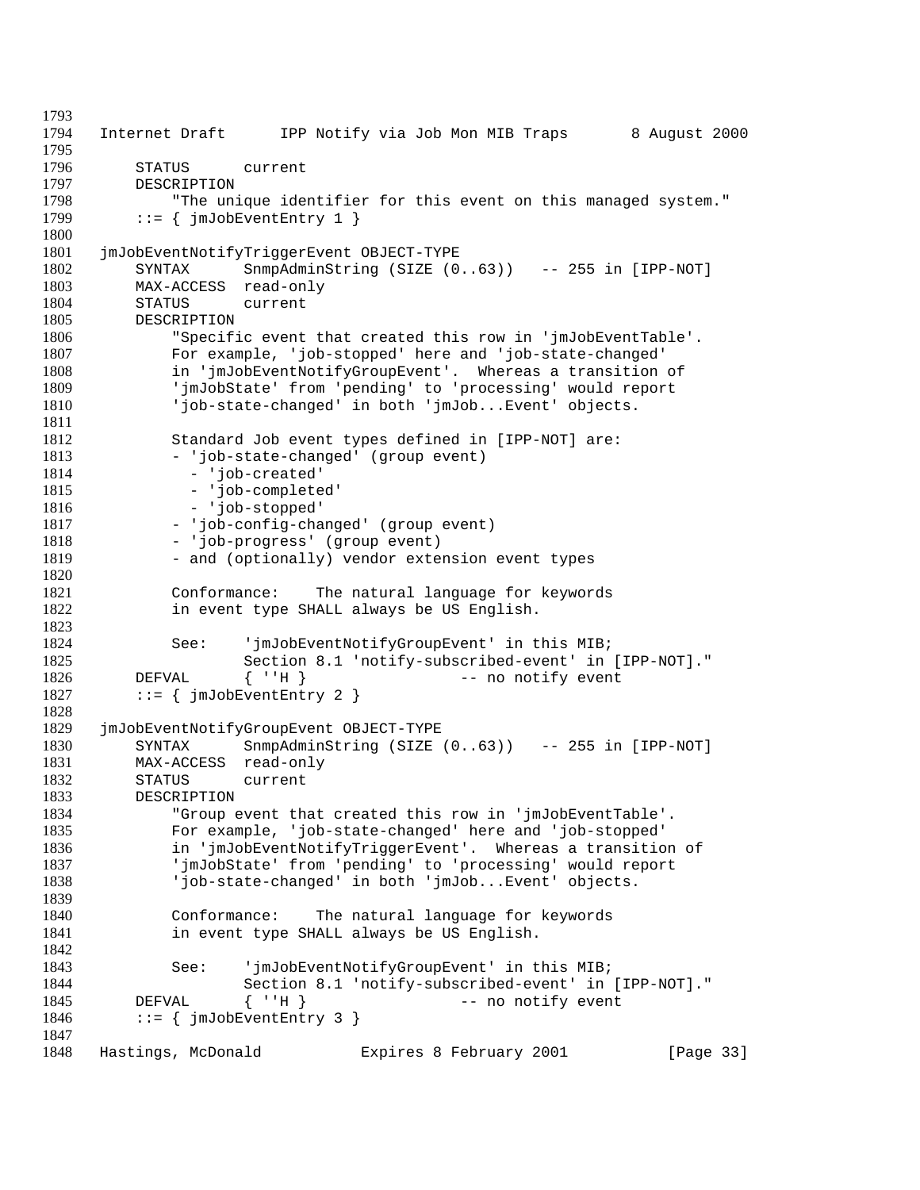```
    STATUS      current
    DESCRIPTION
        "The unique identifier for this event on this managed system."
    ::= { jmJobEventEntry 1 }

jmJobEventNotifyTriggerEvent OBJECT-TYPE
    SYNTAX      SnmpAdminString (SIZE (0..63))   -- 255 in [IPP-NOT]
    MAX-ACCESS  read-only
    STATUS      current
    DESCRIPTION
        "Specific event that created this row in 'jmJobEventTable'.
        For example, 'job-stopped' here and 'job-state-changed'
        in 'jmJobEventNotifyGroupEvent'.  Whereas a transition of
        'jmJobState' from 'pending' to 'processing' would report
        'job-state-changed' in both 'jmJob...Event' objects.

        Standard Job event types defined in [IPP-NOT] are:
        - 'job-state-changed' (group event)
          - 'job-created'
          - 'job-completed'
          - 'job-stopped'
        - 'job-config-changed' (group event)
        - 'job-progress' (group event)
        - and (optionally) vendor extension event types

        Conformance:    The natural language for keywords
        in event type SHALL always be US English.

        See:    'jmJobEventNotifyGroupEvent' in this MIB;
                Section 8.1 'notify-subscribed-event' in [IPP-NOT]."
    DEFVAL      { ''H }                 -- no notify event
    ::= { jmJobEventEntry 2 }

jmJobEventNotifyGroupEvent OBJECT-TYPE
    SYNTAX      SnmpAdminString (SIZE (0..63))   -- 255 in [IPP-NOT]
    MAX-ACCESS  read-only
    STATUS      current
    DESCRIPTION
        "Group event that created this row in 'jmJobEventTable'.
        For example, 'job-state-changed' here and 'job-stopped'
        in 'jmJobEventNotifyTriggerEvent'.  Whereas a transition of
        'jmJobState' from 'pending' to 'processing' would report
        'job-state-changed' in both 'jmJob...Event' objects.

        Conformance:    The natural language for keywords
        in event type SHALL always be US English.

        See:    'jmJobEventNotifyGroupEvent' in this MIB;
                Section 8.1 'notify-subscribed-event' in [IPP-NOT]."
    DEFVAL      { ''H }                 -- no notify event
    ::= { jmJobEventEntry 3 }
```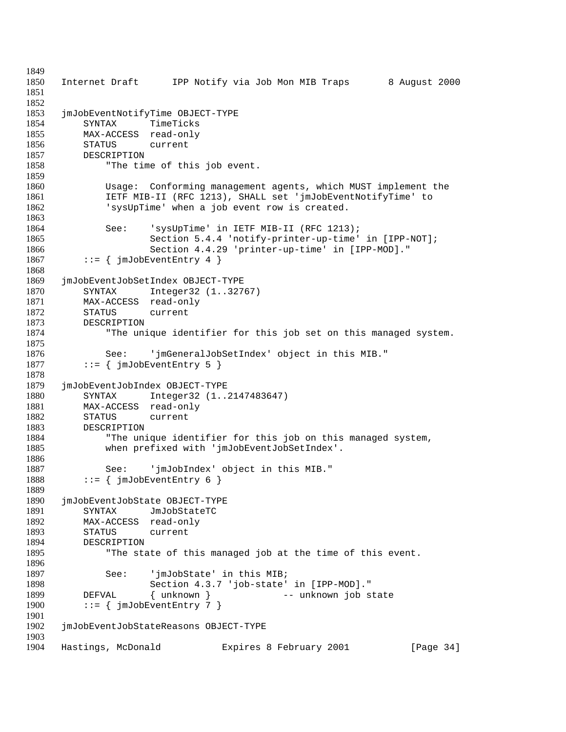```
jmJobEventNotifyTime OBJECT-TYPE
    SYNTAX      TimeTicks
    MAX-ACCESS  read-only
    STATUS      current
    DESCRIPTION
        "The time of this job event.

        Usage:  Conforming management agents, which MUST implement the
        IETF MIB-II (RFC 1213), SHALL set 'jmJobEventNotifyTime' to
        'sysUpTime' when a job event row is created.

        See:    'sysUpTime' in IETF MIB-II (RFC 1213);
                Section 5.4.4 'notify-printer-up-time' in [IPP-NOT];
                Section 4.4.29 'printer-up-time' in [IPP-MOD]."
    ::= { jmJobEventEntry 4 }

jmJobEventJobSetIndex OBJECT-TYPE
    SYNTAX      Integer32 (1..32767)
    MAX-ACCESS  read-only
    STATUS      current
    DESCRIPTION
        "The unique identifier for this job set on this managed system.

        See:    'jmGeneralJobSetIndex' object in this MIB."
    ::= { jmJobEventEntry 5 }

jmJobEventJobIndex OBJECT-TYPE
    SYNTAX      Integer32 (1..2147483647)
    MAX-ACCESS  read-only
    STATUS      current
    DESCRIPTION
        "The unique identifier for this job on this managed system,
        when prefixed with 'jmJobEventJobSetIndex'.

        See:    'jmJobIndex' object in this MIB."
    ::= { jmJobEventEntry 6 }

jmJobEventJobState OBJECT-TYPE
    SYNTAX      JmJobStateTC
    MAX-ACCESS  read-only
    STATUS      current
    DESCRIPTION
        "The state of this managed job at the time of this event.

        See:    'jmJobState' in this MIB;
                Section 4.3.7 'job-state' in [IPP-MOD]."
    DEFVAL      { unknown }             -- unknown job state
    ::= { jmJobEventEntry 7 }

jmJobEventJobStateReasons OBJECT-TYPE
```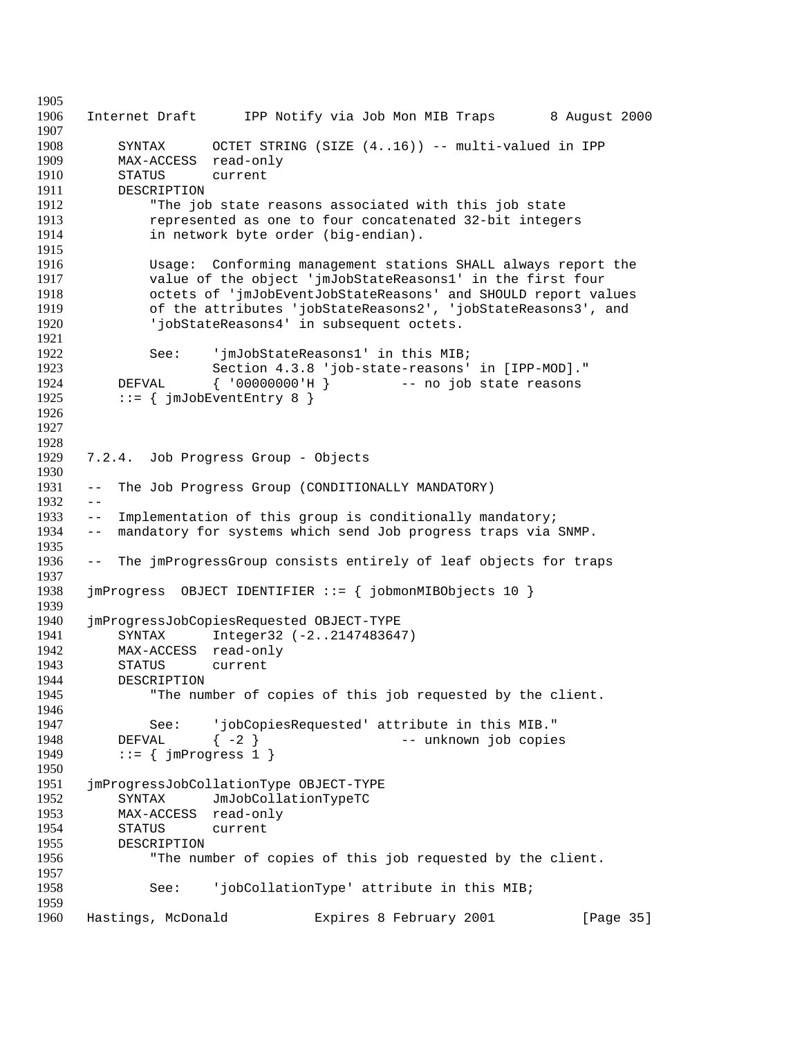```
    SYNTAX      OCTET STRING (SIZE (4..16)) -- multi-valued in IPP
    MAX-ACCESS  read-only
    STATUS      current
    DESCRIPTION
        "The job state reasons associated with this job state
        represented as one to four concatenated 32-bit integers
        in network byte order (big-endian).

        Usage:  Conforming management stations SHALL always report the
        value of the object 'jmJobStateReasons1' in the first four
        octets of 'jmJobEventJobStateReasons' and SHOULD report values
        of the attributes 'jobStateReasons2', 'jobStateReasons3', and
        'jobStateReasons4' in subsequent octets.

        See:    'jmJobStateReasons1' in this MIB;
                Section 4.3.8 'job-state-reasons' in [IPP-MOD]."
    DEFVAL      { '00000000'H }         -- no job state reasons
    ::= { jmJobEventEntry 8 }
```

### 7.2.4. Job Progress Group - Objects

```
--  The Job Progress Group (CONDITIONALLY MANDATORY)
--
--  Implementation of this group is conditionally mandatory;
--  mandatory for systems which send Job progress traps via SNMP.

--  The jmProgressGroup consists entirely of leaf objects for traps

jmProgress  OBJECT IDENTIFIER ::= { jobmonMIBObjects 10 }

jmProgressJobCopiesRequested OBJECT-TYPE
    SYNTAX      Integer32 (-2..2147483647)
    MAX-ACCESS  read-only
    STATUS      current
    DESCRIPTION
        "The number of copies of this job requested by the client.

        See:    'jobCopiesRequested' attribute in this MIB."
    DEFVAL      { -2 }                  -- unknown job copies
    ::= { jmProgress 1 }

jmProgressJobCollationType OBJECT-TYPE
    SYNTAX      JmJobCollationTypeTC
    MAX-ACCESS  read-only
    STATUS      current
    DESCRIPTION
        "The number of copies of this job requested by the client.

        See:    'jobCollationType' attribute in this MIB;
```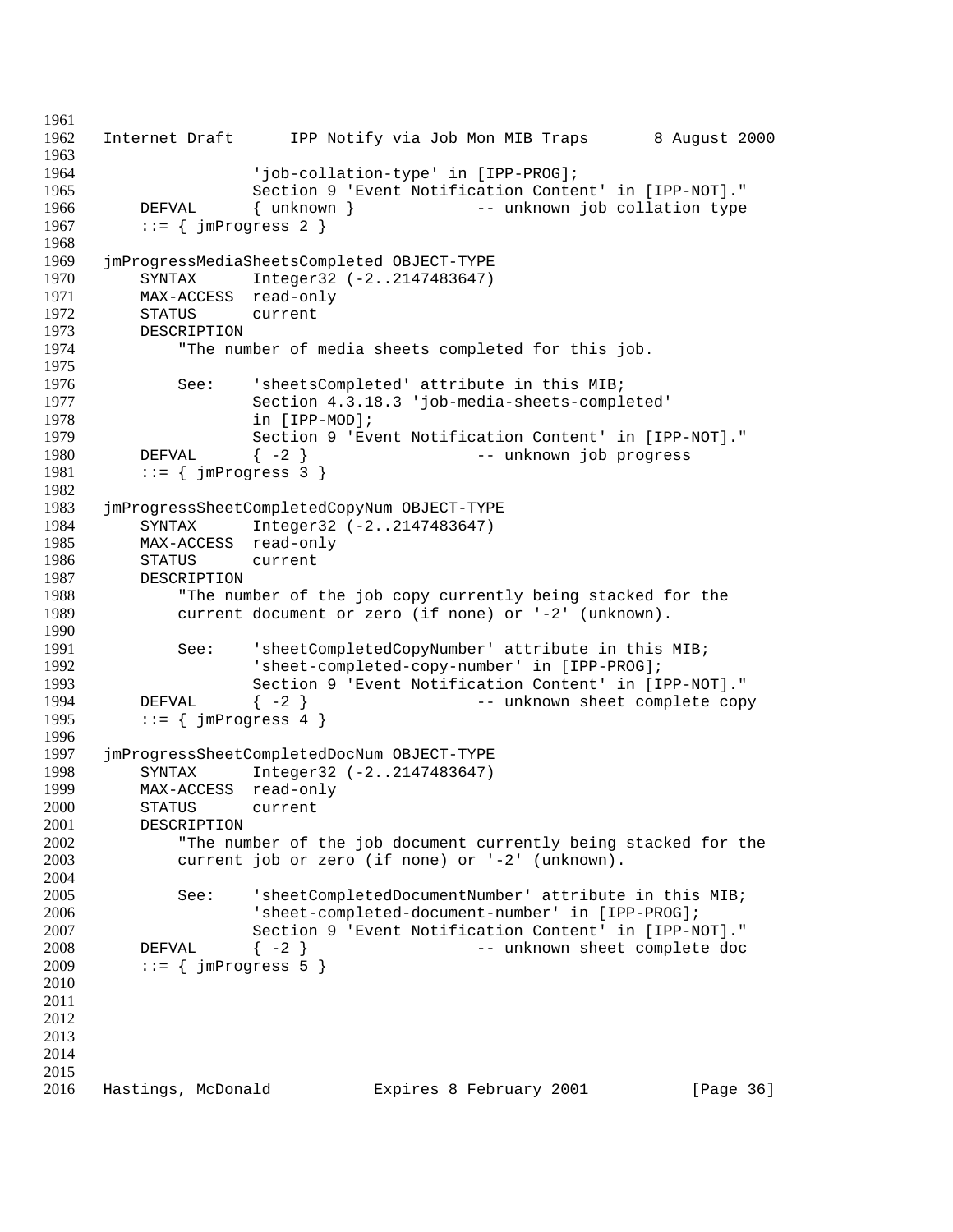```
                'job-collation-type' in [IPP-PROG];
                Section 9 'Event Notification Content' in [IPP-NOT]."
    DEFVAL      { unknown }             -- unknown job collation type
    ::= { jmProgress 2 }

jmProgressMediaSheetsCompleted OBJECT-TYPE
    SYNTAX      Integer32 (-2..2147483647)
    MAX-ACCESS  read-only
    STATUS      current
    DESCRIPTION
        "The number of media sheets completed for this job.

        See:    'sheetsCompleted' attribute in this MIB;
                Section 4.3.18.3 'job-media-sheets-completed'
                in [IPP-MOD];
                Section 9 'Event Notification Content' in [IPP-NOT]."
    DEFVAL      { -2 }                  -- unknown job progress
    ::= { jmProgress 3 }

jmProgressSheetCompletedCopyNum OBJECT-TYPE
    SYNTAX      Integer32 (-2..2147483647)
    MAX-ACCESS  read-only
    STATUS      current
    DESCRIPTION
        "The number of the job copy currently being stacked for the
        current document or zero (if none) or '-2' (unknown).

        See:    'sheetCompletedCopyNumber' attribute in this MIB;
                'sheet-completed-copy-number' in [IPP-PROG];
                Section 9 'Event Notification Content' in [IPP-NOT]."
    DEFVAL      { -2 }                  -- unknown sheet complete copy
    ::= { jmProgress 4 }

jmProgressSheetCompletedDocNum OBJECT-TYPE
    SYNTAX      Integer32 (-2..2147483647)
    MAX-ACCESS  read-only
    STATUS      current
    DESCRIPTION
        "The number of the job document currently being stacked for the
        current job or zero (if none) or '-2' (unknown).

        See:    'sheetCompletedDocumentNumber' attribute in this MIB;
                'sheet-completed-document-number' in [IPP-PROG];
                Section 9 'Event Notification Content' in [IPP-NOT]."
    DEFVAL      { -2 }                  -- unknown sheet complete doc
    ::= { jmProgress 5 }
```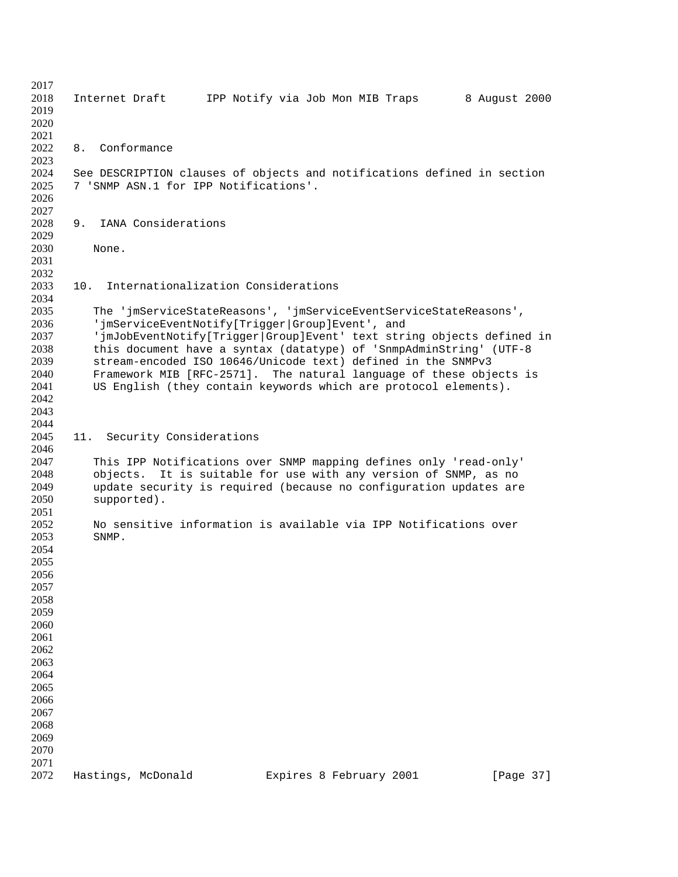## 8. Conformance

See DESCRIPTION clauses of objects and notifications defined in section 7 'SNMP ASN.1 for IPP Notifications'.

## 9. IANA Considerations

None.

## 10. Internationalization Considerations

The 'jmServiceStateReasons', 'jmServiceEventServiceStateReasons', 'jmServiceEventNotify[Trigger|Group]Event', and 'jmJobEventNotify[Trigger|Group]Event' text string objects defined in this document have a syntax (datatype) of 'SnmpAdminString' (UTF-8 stream-encoded ISO 10646/Unicode text) defined in the SNMPv3 Framework MIB [RFC-2571]. The natural language of these objects is US English (they contain keywords which are protocol elements).

## 11. Security Considerations

This IPP Notifications over SNMP mapping defines only 'read-only' objects. It is suitable for use with any version of SNMP, as no update security is required (because no configuration updates are supported).

No sensitive information is available via IPP Notifications over SNMP.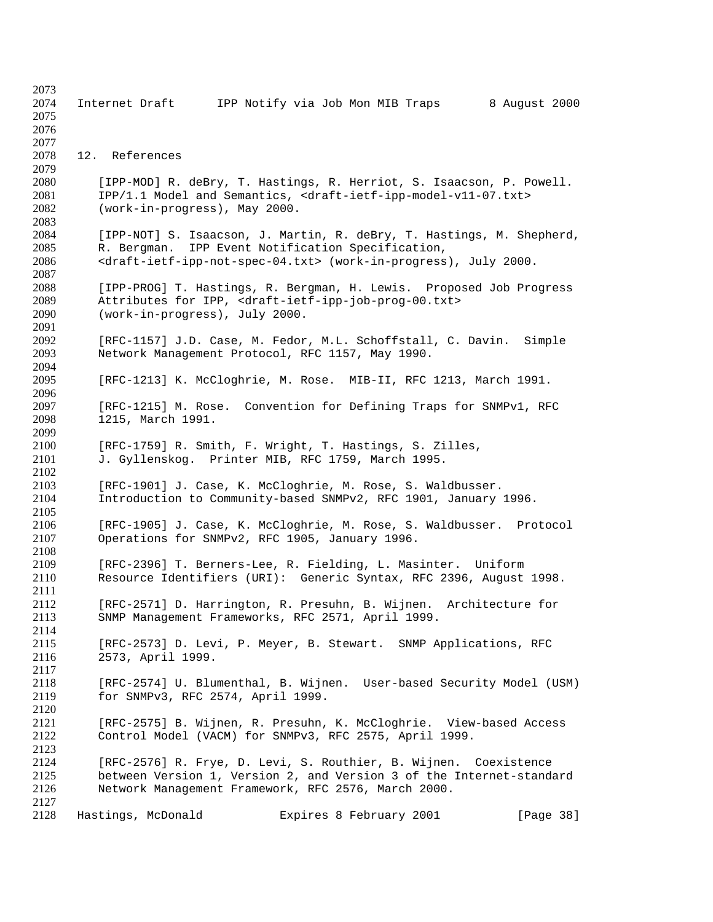## 12. References

[IPP-MOD] R. deBry, T. Hastings, R. Herriot, S. Isaacson, P. Powell. IPP/1.1 Model and Semantics, <draft-ietf-ipp-model-v11-07.txt> (work-in-progress), May 2000.

[IPP-NOT] S. Isaacson, J. Martin, R. deBry, T. Hastings, M. Shepherd, R. Bergman. IPP Event Notification Specification, <draft-ietf-ipp-not-spec-04.txt> (work-in-progress), July 2000.

[IPP-PROG] T. Hastings, R. Bergman, H. Lewis. Proposed Job Progress Attributes for IPP, <draft-ietf-ipp-job-prog-00.txt> (work-in-progress), July 2000.

[RFC-1157] J.D. Case, M. Fedor, M.L. Schoffstall, C. Davin. Simple Network Management Protocol, RFC 1157, May 1990.

[RFC-1213] K. McCloghrie, M. Rose. MIB-II, RFC 1213, March 1991.

[RFC-1215] M. Rose. Convention for Defining Traps for SNMPv1, RFC 1215, March 1991.

[RFC-1759] R. Smith, F. Wright, T. Hastings, S. Zilles, J. Gyllenskog. Printer MIB, RFC 1759, March 1995.

[RFC-1901] J. Case, K. McCloghrie, M. Rose, S. Waldbusser. Introduction to Community-based SNMPv2, RFC 1901, January 1996.

[RFC-1905] J. Case, K. McCloghrie, M. Rose, S. Waldbusser. Protocol Operations for SNMPv2, RFC 1905, January 1996.

[RFC-2396] T. Berners-Lee, R. Fielding, L. Masinter. Uniform Resource Identifiers (URI): Generic Syntax, RFC 2396, August 1998.

[RFC-2571] D. Harrington, R. Presuhn, B. Wijnen. Architecture for SNMP Management Frameworks, RFC 2571, April 1999.

[RFC-2573] D. Levi, P. Meyer, B. Stewart. SNMP Applications, RFC 2573, April 1999.

[RFC-2574] U. Blumenthal, B. Wijnen. User-based Security Model (USM) for SNMPv3, RFC 2574, April 1999.

[RFC-2575] B. Wijnen, R. Presuhn, K. McCloghrie. View-based Access Control Model (VACM) for SNMPv3, RFC 2575, April 1999.

[RFC-2576] R. Frye, D. Levi, S. Routhier, B. Wijnen. Coexistence between Version 1, Version 2, and Version 3 of the Internet-standard Network Management Framework, RFC 2576, March 2000.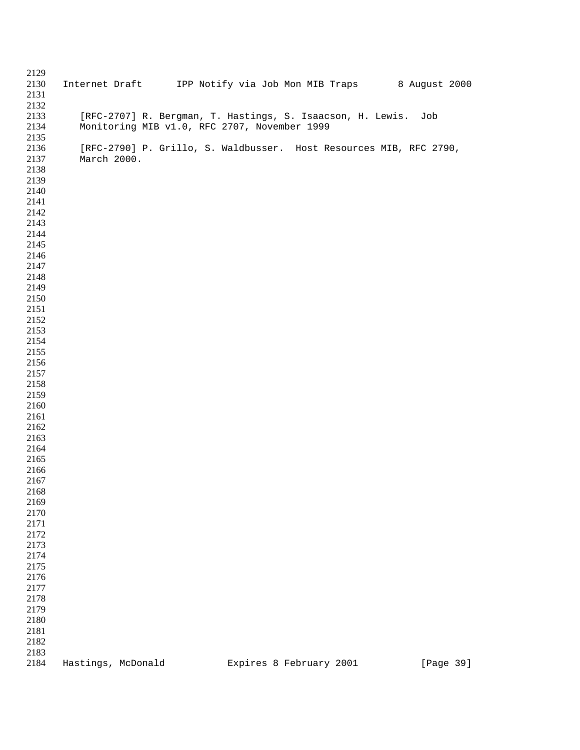[RFC-2707] R. Bergman, T. Hastings, S. Isaacson, H. Lewis.  Job Monitoring MIB v1.0, RFC 2707, November 1999

[RFC-2790] P. Grillo, S. Waldbusser.  Host Resources MIB, RFC 2790, March 2000.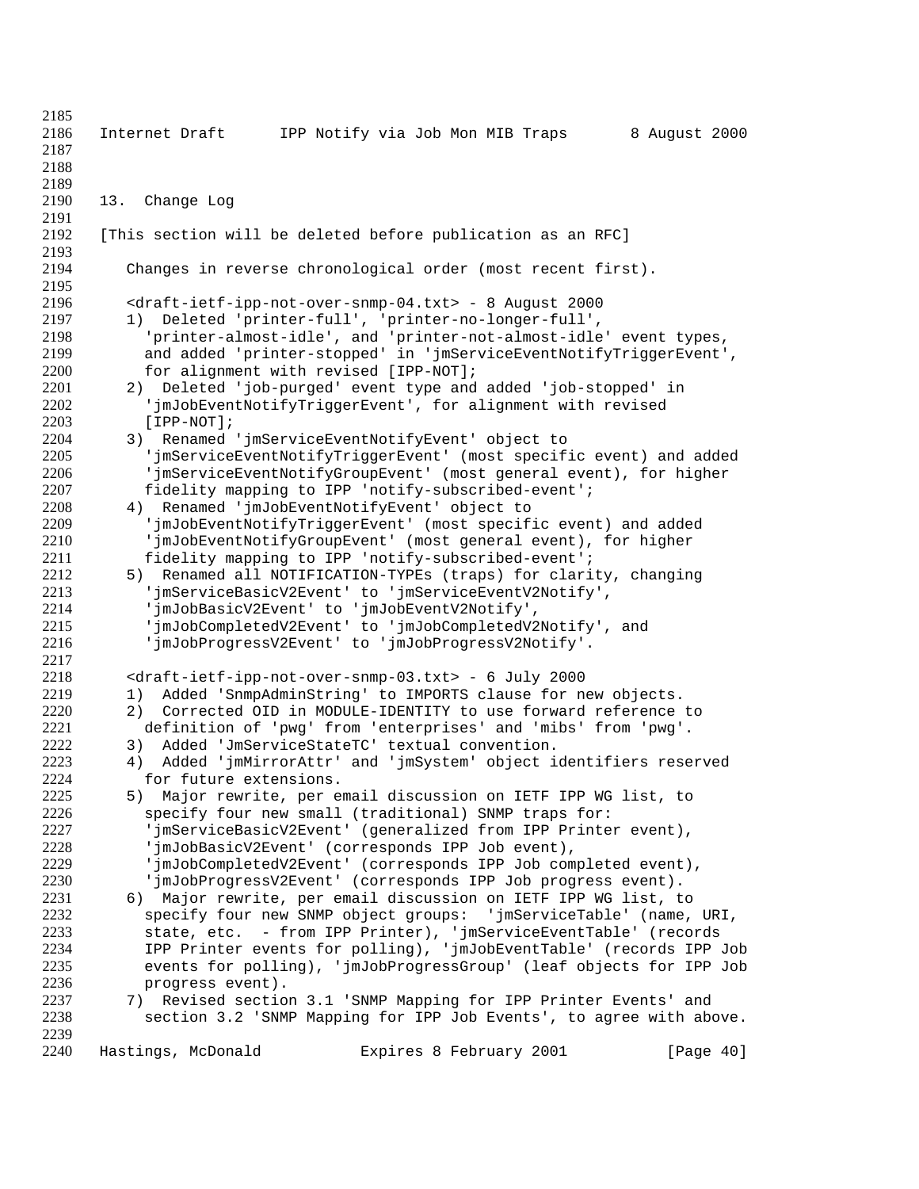## 13. Change Log

[This section will be deleted before publication as an RFC]

Changes in reverse chronological order (most recent first).

<draft-ietf-ipp-not-over-snmp-04.txt> - 8 August 2000

1) Deleted 'printer-full', 'printer-no-longer-full', 'printer-almost-idle', and 'printer-not-almost-idle' event types, and added 'printer-stopped' in 'jmServiceEventNotifyTriggerEvent', for alignment with revised [IPP-NOT];
2) Deleted 'job-purged' event type and added 'job-stopped' in 'jmJobEventNotifyTriggerEvent', for alignment with revised [IPP-NOT];
3) Renamed 'jmServiceEventNotifyEvent' object to 'jmServiceEventNotifyTriggerEvent' (most specific event) and added 'jmServiceEventNotifyGroupEvent' (most general event), for higher fidelity mapping to IPP 'notify-subscribed-event';
4) Renamed 'jmJobEventNotifyEvent' object to 'jmJobEventNotifyTriggerEvent' (most specific event) and added 'jmJobEventNotifyGroupEvent' (most general event), for higher fidelity mapping to IPP 'notify-subscribed-event';
5) Renamed all NOTIFICATION-TYPEs (traps) for clarity, changing 'jmServiceBasicV2Event' to 'jmServiceEventV2Notify', 'jmJobBasicV2Event' to 'jmJobEventV2Notify', 'jmJobCompletedV2Event' to 'jmJobCompletedV2Notify', and 'jmJobProgressV2Event' to 'jmJobProgressV2Notify'.

<draft-ietf-ipp-not-over-snmp-03.txt> - 6 July 2000

1) Added 'SnmpAdminString' to IMPORTS clause for new objects.
2) Corrected OID in MODULE-IDENTITY to use forward reference to definition of 'pwg' from 'enterprises' and 'mibs' from 'pwg'.
3) Added 'JmServiceStateTC' textual convention.
4) Added 'jmMirrorAttr' and 'jmSystem' object identifiers reserved for future extensions.
5) Major rewrite, per email discussion on IETF IPP WG list, to specify four new small (traditional) SNMP traps for: 'jmServiceBasicV2Event' (generalized from IPP Printer event), 'jmJobBasicV2Event' (corresponds IPP Job event), 'jmJobCompletedV2Event' (corresponds IPP Job completed event), 'jmJobProgressV2Event' (corresponds IPP Job progress event).
6) Major rewrite, per email discussion on IETF IPP WG list, to specify four new SNMP object groups: 'jmServiceTable' (name, URI, state, etc. - from IPP Printer), 'jmServiceEventTable' (records IPP Printer events for polling), 'jmJobEventTable' (records IPP Job events for polling), 'jmJobProgressGroup' (leaf objects for IPP Job progress event).
7) Revised section 3.1 'SNMP Mapping for IPP Printer Events' and section 3.2 'SNMP Mapping for IPP Job Events', to agree with above.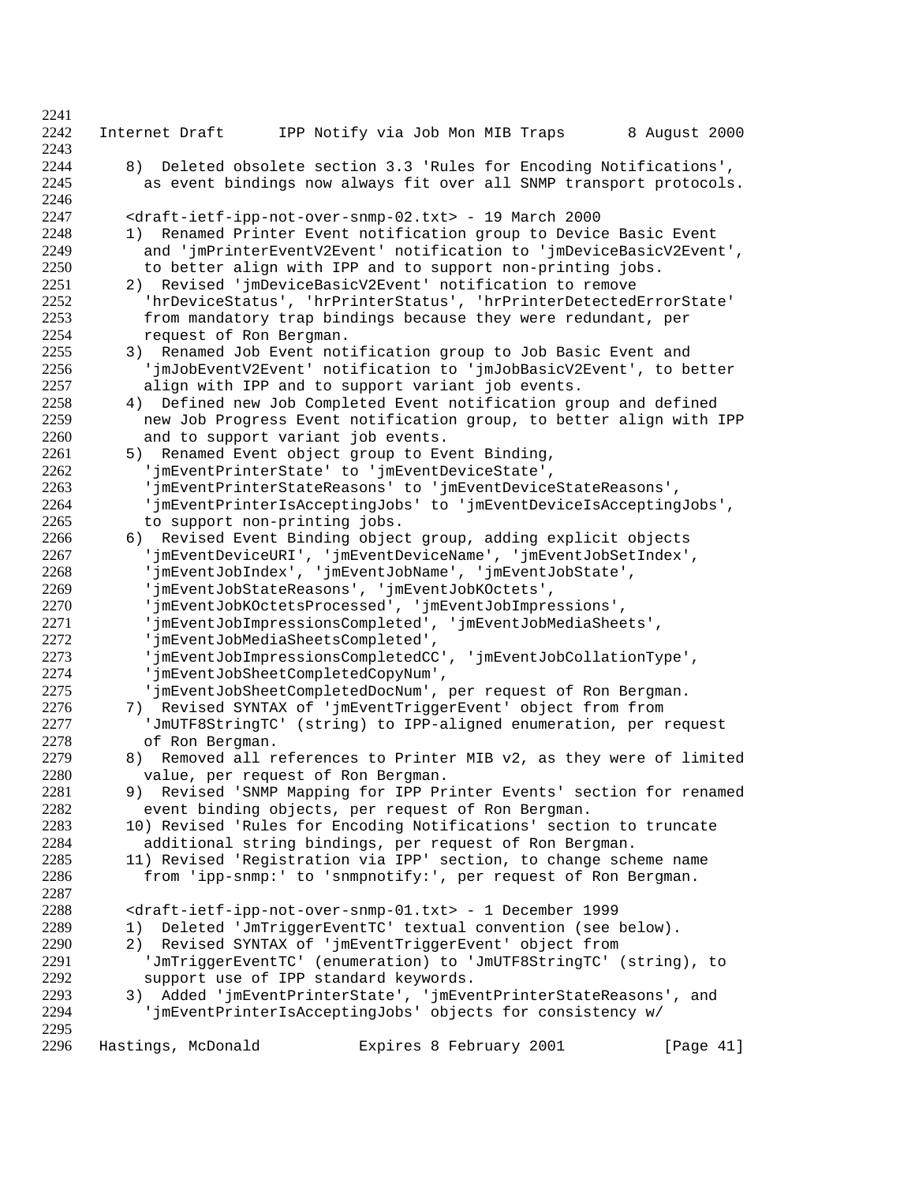8) Deleted obsolete section 3.3 'Rules for Encoding Notifications', as event bindings now always fit over all SNMP transport protocols.

<draft-ietf-ipp-not-over-snmp-02.txt> - 19 March 2000

1) Renamed Printer Event notification group to Device Basic Event and 'jmPrinterEventV2Event' notification to 'jmDeviceBasicV2Event', to better align with IPP and to support non-printing jobs.
2) Revised 'jmDeviceBasicV2Event' notification to remove 'hrDeviceStatus', 'hrPrinterStatus', 'hrPrinterDetectedErrorState' from mandatory trap bindings because they were redundant, per request of Ron Bergman.
3) Renamed Job Event notification group to Job Basic Event and 'jmJobEventV2Event' notification to 'jmJobBasicV2Event', to better align with IPP and to support variant job events.
4) Defined new Job Completed Event notification group and defined new Job Progress Event notification group, to better align with IPP and to support variant job events.
5) Renamed Event object group to Event Binding, 'jmEventPrinterState' to 'jmEventDeviceState', 'jmEventPrinterStateReasons' to 'jmEventDeviceStateReasons', 'jmEventPrinterIsAcceptingJobs' to 'jmEventDeviceIsAcceptingJobs', to support non-printing jobs.
6) Revised Event Binding object group, adding explicit objects 'jmEventDeviceURI', 'jmEventDeviceName', 'jmEventJobSetIndex', 'jmEventJobIndex', 'jmEventJobName', 'jmEventJobState', 'jmEventJobStateReasons', 'jmEventJobKOctets', 'jmEventJobKOctetsProcessed', 'jmEventJobImpressions', 'jmEventJobImpressionsCompleted', 'jmEventJobMediaSheets', 'jmEventJobMediaSheetsCompleted', 'jmEventJobImpressionsCompletedCC', 'jmEventJobCollationType', 'jmEventJobSheetCompletedCopyNum', 'jmEventJobSheetCompletedDocNum', per request of Ron Bergman.
7) Revised SYNTAX of 'jmEventTriggerEvent' object from from 'JmUTF8StringTC' (string) to IPP-aligned enumeration, per request of Ron Bergman.
8) Removed all references to Printer MIB v2, as they were of limited value, per request of Ron Bergman.
9) Revised 'SNMP Mapping for IPP Printer Events' section for renamed event binding objects, per request of Ron Bergman.
10) Revised 'Rules for Encoding Notifications' section to truncate additional string bindings, per request of Ron Bergman.
11) Revised 'Registration via IPP' section, to change scheme name from 'ipp-snmp:' to 'snmpnotify:', per request of Ron Bergman.

<draft-ietf-ipp-not-over-snmp-01.txt> - 1 December 1999

1) Deleted 'JmTriggerEventTC' textual convention (see below).
2) Revised SYNTAX of 'jmEventTriggerEvent' object from 'JmTriggerEventTC' (enumeration) to 'JmUTF8StringTC' (string), to support use of IPP standard keywords.
3) Added 'jmEventPrinterState', 'jmEventPrinterStateReasons', and 'jmEventPrinterIsAcceptingJobs' objects for consistency w/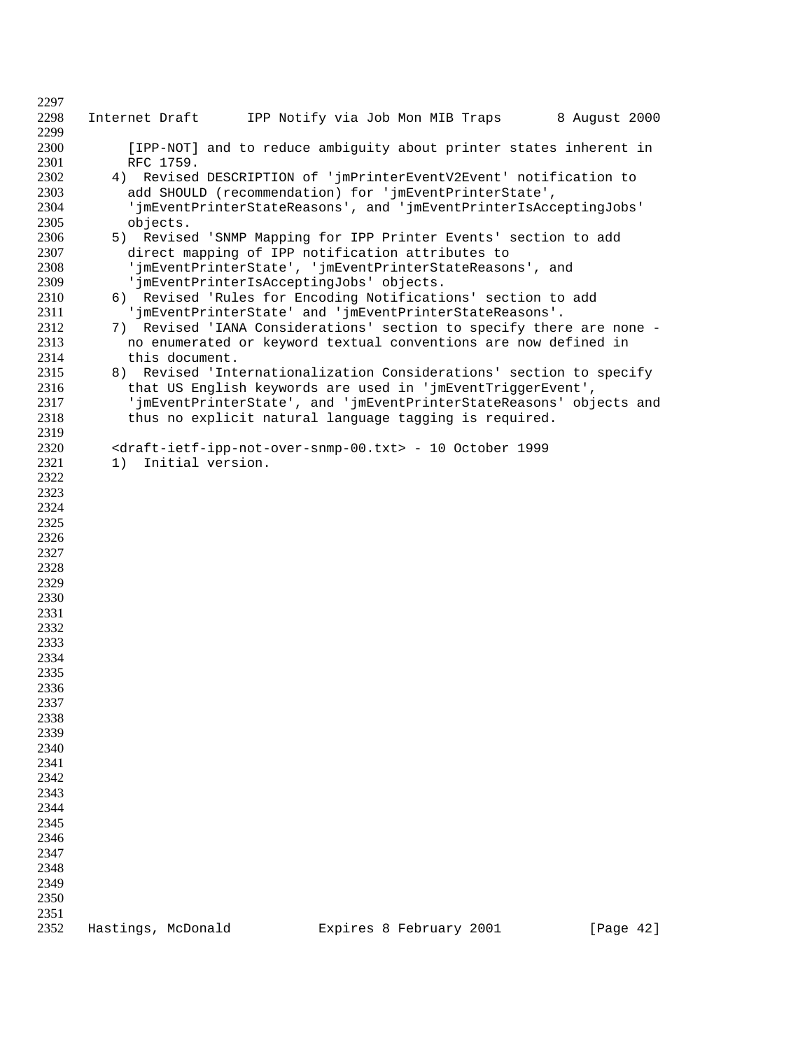[IPP-NOT] and to reduce ambiguity about printer states inherent in RFC 1759.

4) Revised DESCRIPTION of 'jmPrinterEventV2Event' notification to add SHOULD (recommendation) for 'jmEventPrinterState', 'jmEventPrinterStateReasons', and 'jmEventPrinterIsAcceptingJobs' objects.
5) Revised 'SNMP Mapping for IPP Printer Events' section to add direct mapping of IPP notification attributes to 'jmEventPrinterState', 'jmEventPrinterStateReasons', and 'jmEventPrinterIsAcceptingJobs' objects.
6) Revised 'Rules for Encoding Notifications' section to add 'jmEventPrinterState' and 'jmEventPrinterStateReasons'.
7) Revised 'IANA Considerations' section to specify there are none - no enumerated or keyword textual conventions are now defined in this document.
8) Revised 'Internationalization Considerations' section to specify that US English keywords are used in 'jmEventTriggerEvent', 'jmEventPrinterState', and 'jmEventPrinterStateReasons' objects and thus no explicit natural language tagging is required.

<draft-ietf-ipp-not-over-snmp-00.txt> - 10 October 1999

1) Initial version.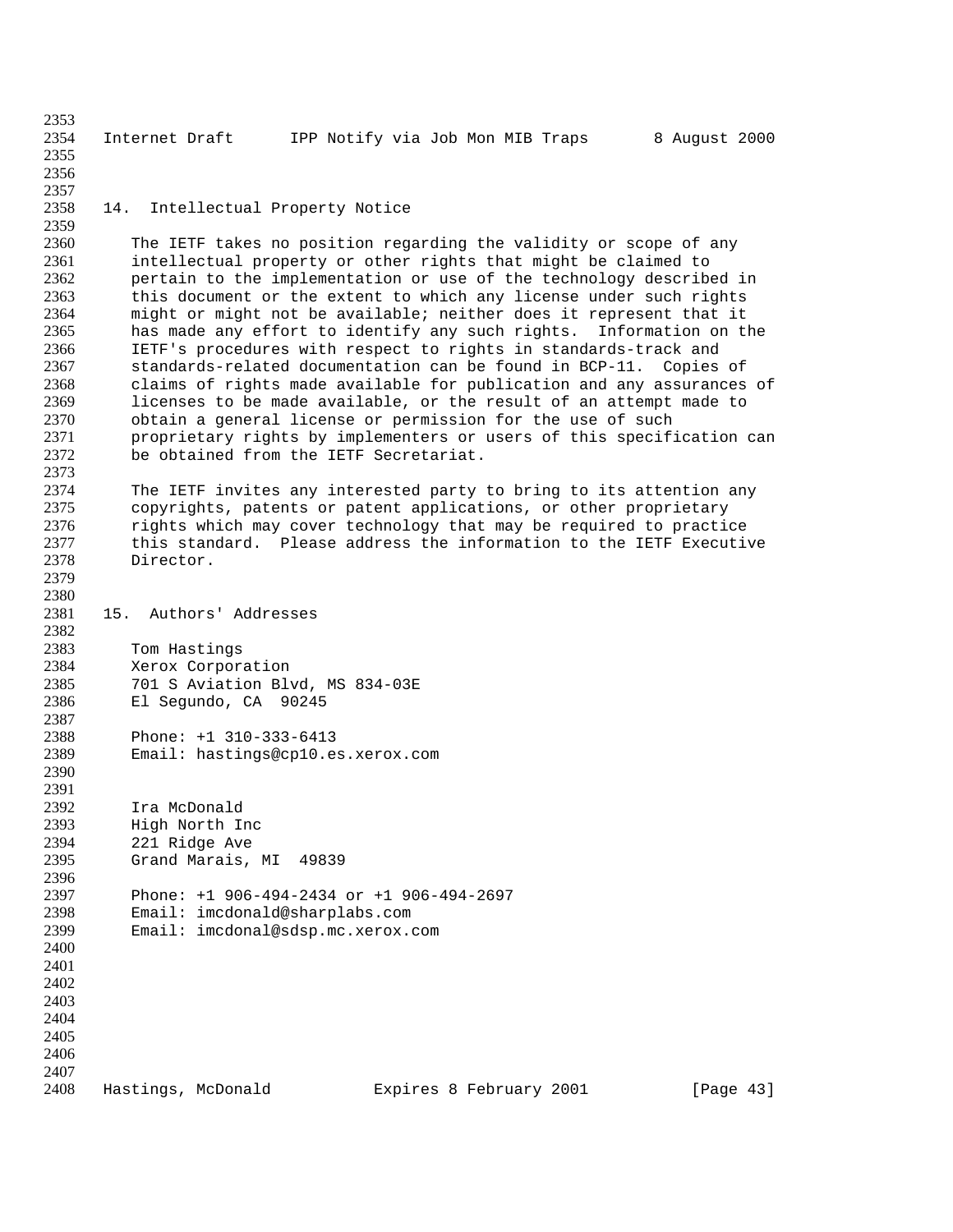## 14. Intellectual Property Notice

The IETF takes no position regarding the validity or scope of any intellectual property or other rights that might be claimed to pertain to the implementation or use of the technology described in this document or the extent to which any license under such rights might or might not be available; neither does it represent that it has made any effort to identify any such rights. Information on the IETF's procedures with respect to rights in standards-track and standards-related documentation can be found in BCP-11. Copies of claims of rights made available for publication and any assurances of licenses to be made available, or the result of an attempt made to obtain a general license or permission for the use of such proprietary rights by implementers or users of this specification can be obtained from the IETF Secretariat.

The IETF invites any interested party to bring to its attention any copyrights, patents or patent applications, or other proprietary rights which may cover technology that may be required to practice this standard. Please address the information to the IETF Executive Director.

## 15. Authors' Addresses

Tom Hastings
Xerox Corporation
701 S Aviation Blvd, MS 834-03E
El Segundo, CA 90245

Phone: +1 310-333-6413
Email: hastings@cp10.es.xerox.com

Ira McDonald
High North Inc
221 Ridge Ave
Grand Marais, MI 49839

Phone: +1 906-494-2434 or +1 906-494-2697
Email: imcdonald@sharplabs.com
Email: imcdonal@sdsp.mc.xerox.com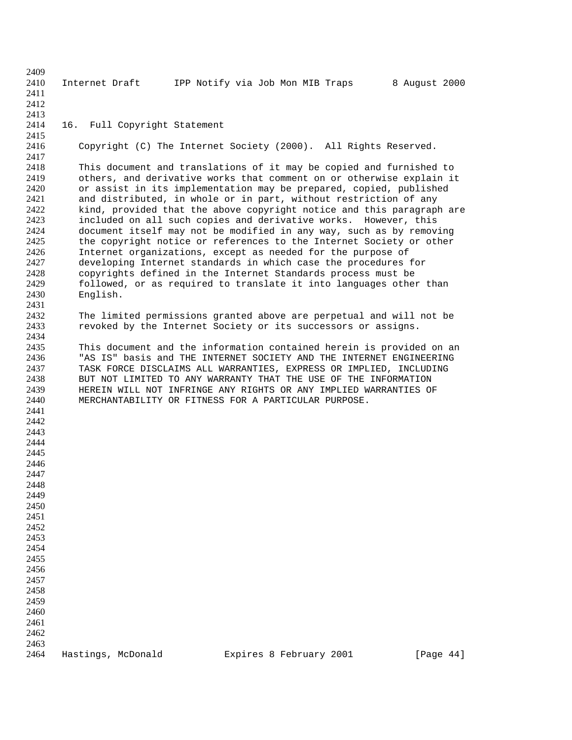## 16. Full Copyright Statement

Copyright (C) The Internet Society (2000). All Rights Reserved.

This document and translations of it may be copied and furnished to others, and derivative works that comment on or otherwise explain it or assist in its implementation may be prepared, copied, published and distributed, in whole or in part, without restriction of any kind, provided that the above copyright notice and this paragraph are included on all such copies and derivative works. However, this document itself may not be modified in any way, such as by removing the copyright notice or references to the Internet Society or other Internet organizations, except as needed for the purpose of developing Internet standards in which case the procedures for copyrights defined in the Internet Standards process must be followed, or as required to translate it into languages other than English.

The limited permissions granted above are perpetual and will not be revoked by the Internet Society or its successors or assigns.

This document and the information contained herein is provided on an "AS IS" basis and THE INTERNET SOCIETY AND THE INTERNET ENGINEERING TASK FORCE DISCLAIMS ALL WARRANTIES, EXPRESS OR IMPLIED, INCLUDING BUT NOT LIMITED TO ANY WARRANTY THAT THE USE OF THE INFORMATION HEREIN WILL NOT INFRINGE ANY RIGHTS OR ANY IMPLIED WARRANTIES OF MERCHANTABILITY OR FITNESS FOR A PARTICULAR PURPOSE.